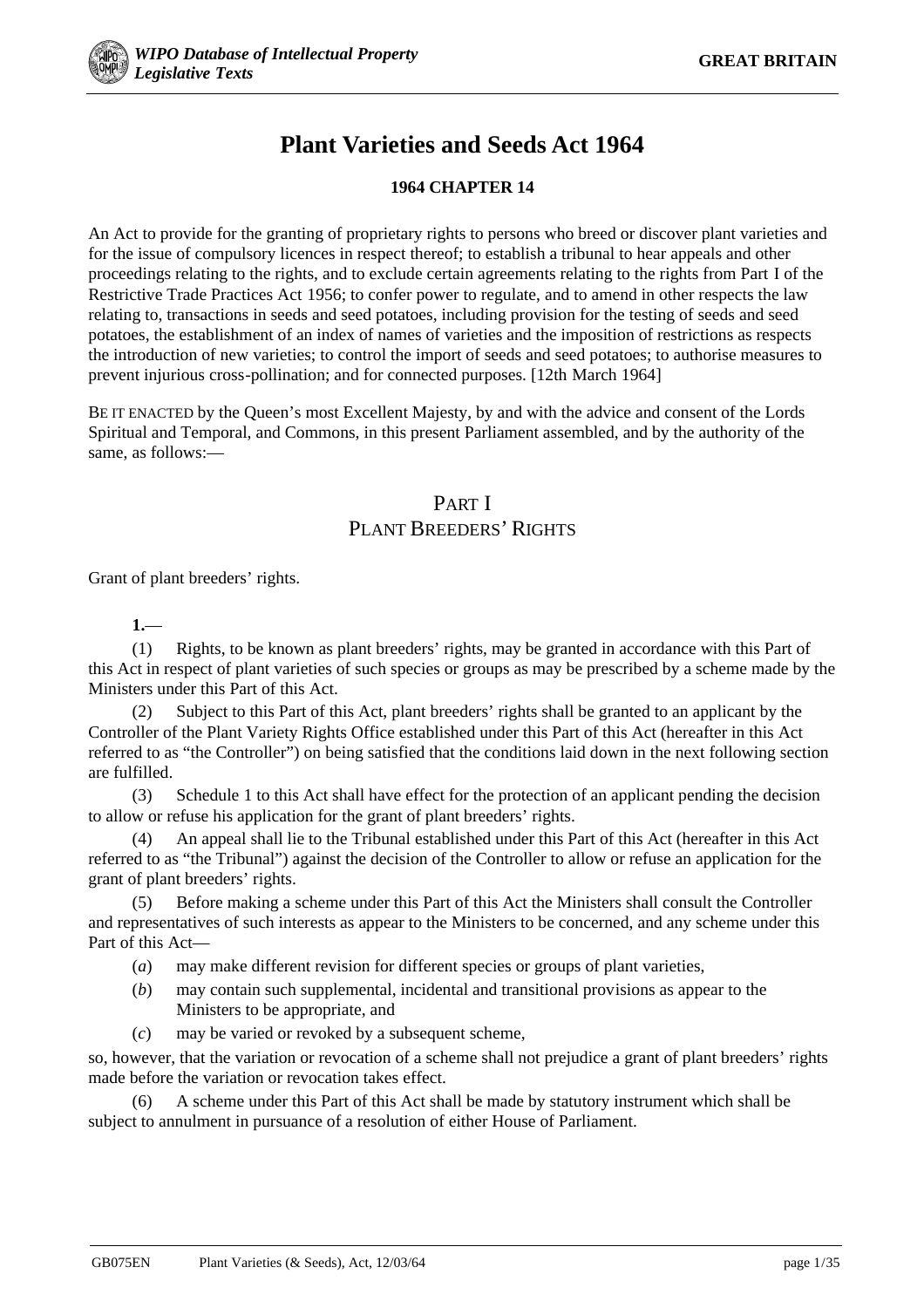# Plant Varieties and Seeds Act 1964

**1964 CHAPTER 14**

An Act to provide for the granting of proprietary rights to persons who breed or discover plant varieties and for the issue of compulsory licences in respect thereof; to establish a tribunal to hear appeals and other proceedings relating to the rights, and to exclude certain agreements relating to the rights from Part I of the Restrictive Trade Practices Act 1956; to confer power to regulate, and to amend in other respects the law relating to, transactions in seeds and seed potatoes, including provision for the testing of seeds and seed potatoes, the establishment of an index of names of varieties and the imposition of restrictions as respects the introduction of new varieties; to control the import of seeds and seed potatoes; to authorise measures to prevent injurious cross-pollination; and for connected purposes. [12th March 1964]

BE IT ENACTED by the Queen's most Excellent Majesty, by and with the advice and consent of the Lords Spiritual and Temporal, and Commons, in this present Parliament assembled, and by the authority of the same, as follows:—

## PART I
## PLANT BREEDERS' RIGHTS

Grant of plant breeders' rights.

**1.**—

(1) Rights, to be known as plant breeders' rights, may be granted in accordance with this Part of this Act in respect of plant varieties of such species or groups as may be prescribed by a scheme made by the Ministers under this Part of this Act.

(2) Subject to this Part of this Act, plant breeders' rights shall be granted to an applicant by the Controller of the Plant Variety Rights Office established under this Part of this Act (hereafter in this Act referred to as "the Controller") on being satisfied that the conditions laid down in the next following section are fulfilled.

(3) Schedule 1 to this Act shall have effect for the protection of an applicant pending the decision to allow or refuse his application for the grant of plant breeders' rights.

(4) An appeal shall lie to the Tribunal established under this Part of this Act (hereafter in this Act referred to as "the Tribunal") against the decision of the Controller to allow or refuse an application for the grant of plant breeders' rights.

(5) Before making a scheme under this Part of this Act the Ministers shall consult the Controller and representatives of such interests as appear to the Ministers to be concerned, and any scheme under this Part of this Act—

- (*a*) may make different revision for different species or groups of plant varieties,
- (*b*) may contain such supplemental, incidental and transitional provisions as appear to the Ministers to be appropriate, and
- (*c*) may be varied or revoked by a subsequent scheme,

so, however, that the variation or revocation of a scheme shall not prejudice a grant of plant breeders' rights made before the variation or revocation takes effect.

(6) A scheme under this Part of this Act shall be made by statutory instrument which shall be subject to annulment in pursuance of a resolution of either House of Parliament.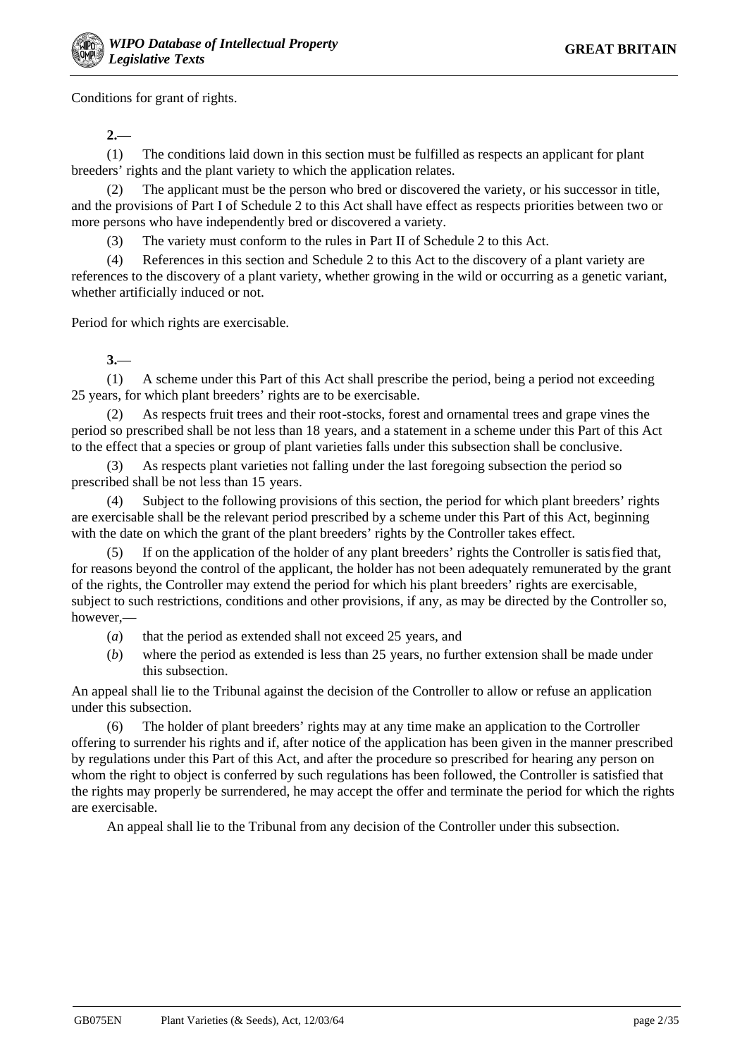Conditions for grant of rights.

**2.**—

(1) The conditions laid down in this section must be fulfilled as respects an applicant for plant breeders' rights and the plant variety to which the application relates.

(2) The applicant must be the person who bred or discovered the variety, or his successor in title, and the provisions of Part I of Schedule 2 to this Act shall have effect as respects priorities between two or more persons who have independently bred or discovered a variety.

(3) The variety must conform to the rules in Part II of Schedule 2 to this Act.

(4) References in this section and Schedule 2 to this Act to the discovery of a plant variety are references to the discovery of a plant variety, whether growing in the wild or occurring as a genetic variant, whether artificially induced or not.

Period for which rights are exercisable.

**3.**—

(1) A scheme under this Part of this Act shall prescribe the period, being a period not exceeding 25 years, for which plant breeders' rights are to be exercisable.

(2) As respects fruit trees and their root-stocks, forest and ornamental trees and grape vines the period so prescribed shall be not less than 18 years, and a statement in a scheme under this Part of this Act to the effect that a species or group of plant varieties falls under this subsection shall be conclusive.

(3) As respects plant varieties not falling under the last foregoing subsection the period so prescribed shall be not less than 15 years.

(4) Subject to the following provisions of this section, the period for which plant breeders' rights are exercisable shall be the relevant period prescribed by a scheme under this Part of this Act, beginning with the date on which the grant of the plant breeders' rights by the Controller takes effect.

(5) If on the application of the holder of any plant breeders' rights the Controller is satisfied that, for reasons beyond the control of the applicant, the holder has not been adequately remunerated by the grant of the rights, the Controller may extend the period for which his plant breeders' rights are exercisable, subject to such restrictions, conditions and other provisions, if any, as may be directed by the Controller so, however,—

(*a*) that the period as extended shall not exceed 25 years, and

(*b*) where the period as extended is less than 25 years, no further extension shall be made under this subsection.

An appeal shall lie to the Tribunal against the decision of the Controller to allow or refuse an application under this subsection.

(6) The holder of plant breeders' rights may at any time make an application to the Cortroller offering to surrender his rights and if, after notice of the application has been given in the manner prescribed by regulations under this Part of this Act, and after the procedure so prescribed for hearing any person on whom the right to object is conferred by such regulations has been followed, the Controller is satisfied that the rights may properly be surrendered, he may accept the offer and terminate the period for which the rights are exercisable.

An appeal shall lie to the Tribunal from any decision of the Controller under this subsection.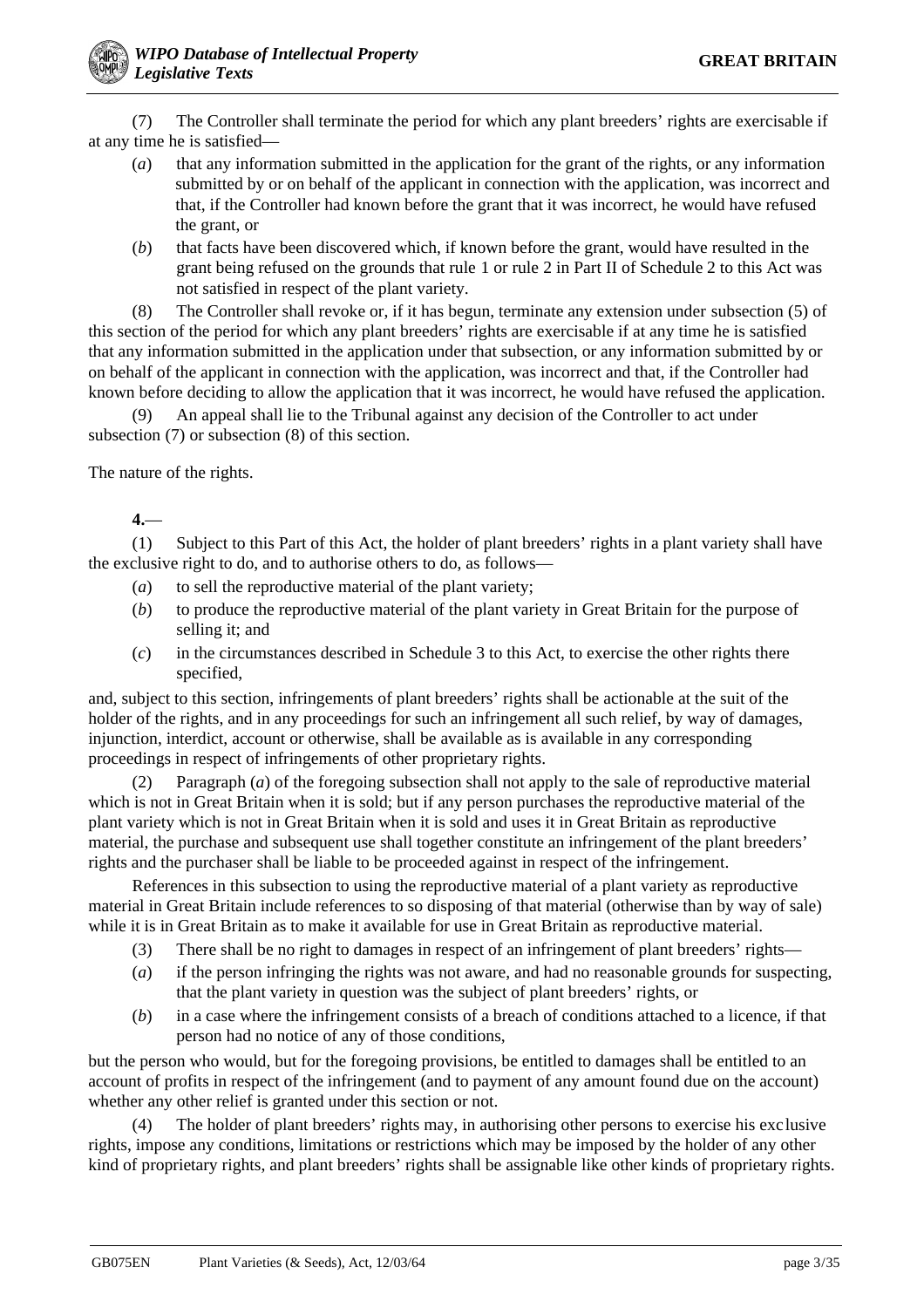(7) The Controller shall terminate the period for which any plant breeders' rights are exercisable if at any time he is satisfied—

(*a*) that any information submitted in the application for the grant of the rights, or any information submitted by or on behalf of the applicant in connection with the application, was incorrect and that, if the Controller had known before the grant that it was incorrect, he would have refused the grant, or

(*b*) that facts have been discovered which, if known before the grant, would have resulted in the grant being refused on the grounds that rule 1 or rule 2 in Part II of Schedule 2 to this Act was not satisfied in respect of the plant variety.

(8) The Controller shall revoke or, if it has begun, terminate any extension under subsection (5) of this section of the period for which any plant breeders' rights are exercisable if at any time he is satisfied that any information submitted in the application under that subsection, or any information submitted by or on behalf of the applicant in connection with the application, was incorrect and that, if the Controller had known before deciding to allow the application that it was incorrect, he would have refused the application.

(9) An appeal shall lie to the Tribunal against any decision of the Controller to act under subsection (7) or subsection (8) of this section.

The nature of the rights.

**4.**—

(1) Subject to this Part of this Act, the holder of plant breeders' rights in a plant variety shall have the exclusive right to do, and to authorise others to do, as follows—

(*a*) to sell the reproductive material of the plant variety;

(*b*) to produce the reproductive material of the plant variety in Great Britain for the purpose of selling it; and

(*c*) in the circumstances described in Schedule 3 to this Act, to exercise the other rights there specified,

and, subject to this section, infringements of plant breeders' rights shall be actionable at the suit of the holder of the rights, and in any proceedings for such an infringement all such relief, by way of damages, injunction, interdict, account or otherwise, shall be available as is available in any corresponding proceedings in respect of infringements of other proprietary rights.

(2) Paragraph (*a*) of the foregoing subsection shall not apply to the sale of reproductive material which is not in Great Britain when it is sold; but if any person purchases the reproductive material of the plant variety which is not in Great Britain when it is sold and uses it in Great Britain as reproductive material, the purchase and subsequent use shall together constitute an infringement of the plant breeders' rights and the purchaser shall be liable to be proceeded against in respect of the infringement.

References in this subsection to using the reproductive material of a plant variety as reproductive material in Great Britain include references to so disposing of that material (otherwise than by way of sale) while it is in Great Britain as to make it available for use in Great Britain as reproductive material.

(3) There shall be no right to damages in respect of an infringement of plant breeders' rights—

(*a*) if the person infringing the rights was not aware, and had no reasonable grounds for suspecting, that the plant variety in question was the subject of plant breeders' rights, or

(*b*) in a case where the infringement consists of a breach of conditions attached to a licence, if that person had no notice of any of those conditions,

but the person who would, but for the foregoing provisions, be entitled to damages shall be entitled to an account of profits in respect of the infringement (and to payment of any amount found due on the account) whether any other relief is granted under this section or not.

(4) The holder of plant breeders' rights may, in authorising other persons to exercise his exclusive rights, impose any conditions, limitations or restrictions which may be imposed by the holder of any other kind of proprietary rights, and plant breeders' rights shall be assignable like other kinds of proprietary rights.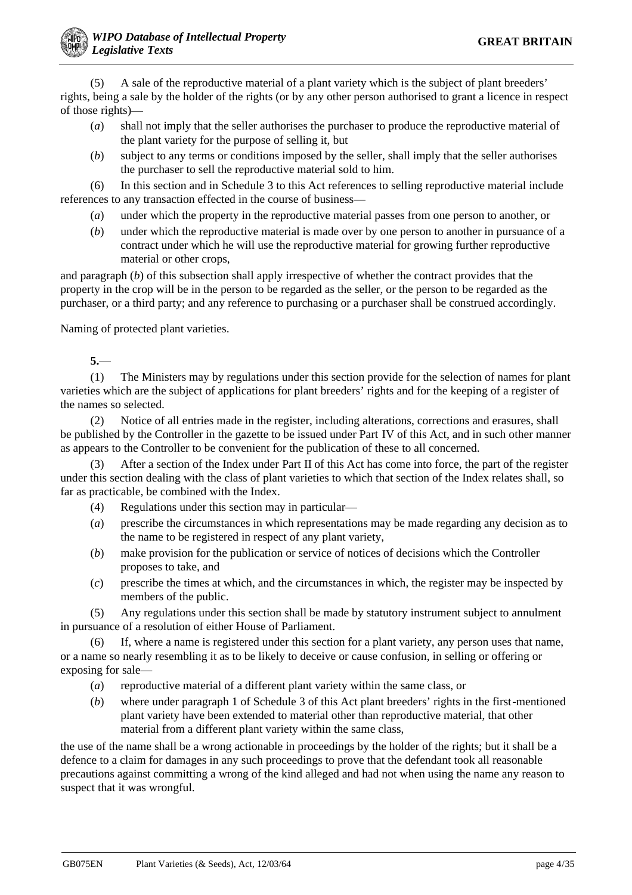(5) A sale of the reproductive material of a plant variety which is the subject of plant breeders' rights, being a sale by the holder of the rights (or by any other person authorised to grant a licence in respect of those rights)—

(*a*) shall not imply that the seller authorises the purchaser to produce the reproductive material of the plant variety for the purpose of selling it, but

(*b*) subject to any terms or conditions imposed by the seller, shall imply that the seller authorises the purchaser to sell the reproductive material sold to him.

(6) In this section and in Schedule 3 to this Act references to selling reproductive material include references to any transaction effected in the course of business—

(*a*) under which the property in the reproductive material passes from one person to another, or

(*b*) under which the reproductive material is made over by one person to another in pursuance of a contract under which he will use the reproductive material for growing further reproductive material or other crops,

and paragraph (*b*) of this subsection shall apply irrespective of whether the contract provides that the property in the crop will be in the person to be regarded as the seller, or the person to be regarded as the purchaser, or a third party; and any reference to purchasing or a purchaser shall be construed accordingly.

Naming of protected plant varieties.

**5.**—

(1) The Ministers may by regulations under this section provide for the selection of names for plant varieties which are the subject of applications for plant breeders' rights and for the keeping of a register of the names so selected.

(2) Notice of all entries made in the register, including alterations, corrections and erasures, shall be published by the Controller in the gazette to be issued under Part IV of this Act, and in such other manner as appears to the Controller to be convenient for the publication of these to all concerned.

(3) After a section of the Index under Part II of this Act has come into force, the part of the register under this section dealing with the class of plant varieties to which that section of the Index relates shall, so far as practicable, be combined with the Index.

(4) Regulations under this section may in particular—

(*a*) prescribe the circumstances in which representations may be made regarding any decision as to the name to be registered in respect of any plant variety,

(*b*) make provision for the publication or service of notices of decisions which the Controller proposes to take, and

(*c*) prescribe the times at which, and the circumstances in which, the register may be inspected by members of the public.

(5) Any regulations under this section shall be made by statutory instrument subject to annulment in pursuance of a resolution of either House of Parliament.

(6) If, where a name is registered under this section for a plant variety, any person uses that name, or a name so nearly resembling it as to be likely to deceive or cause confusion, in selling or offering or exposing for sale—

(*a*) reproductive material of a different plant variety within the same class, or

(*b*) where under paragraph 1 of Schedule 3 of this Act plant breeders' rights in the first-mentioned plant variety have been extended to material other than reproductive material, that other material from a different plant variety within the same class,

the use of the name shall be a wrong actionable in proceedings by the holder of the rights; but it shall be a defence to a claim for damages in any such proceedings to prove that the defendant took all reasonable precautions against committing a wrong of the kind alleged and had not when using the name any reason to suspect that it was wrongful.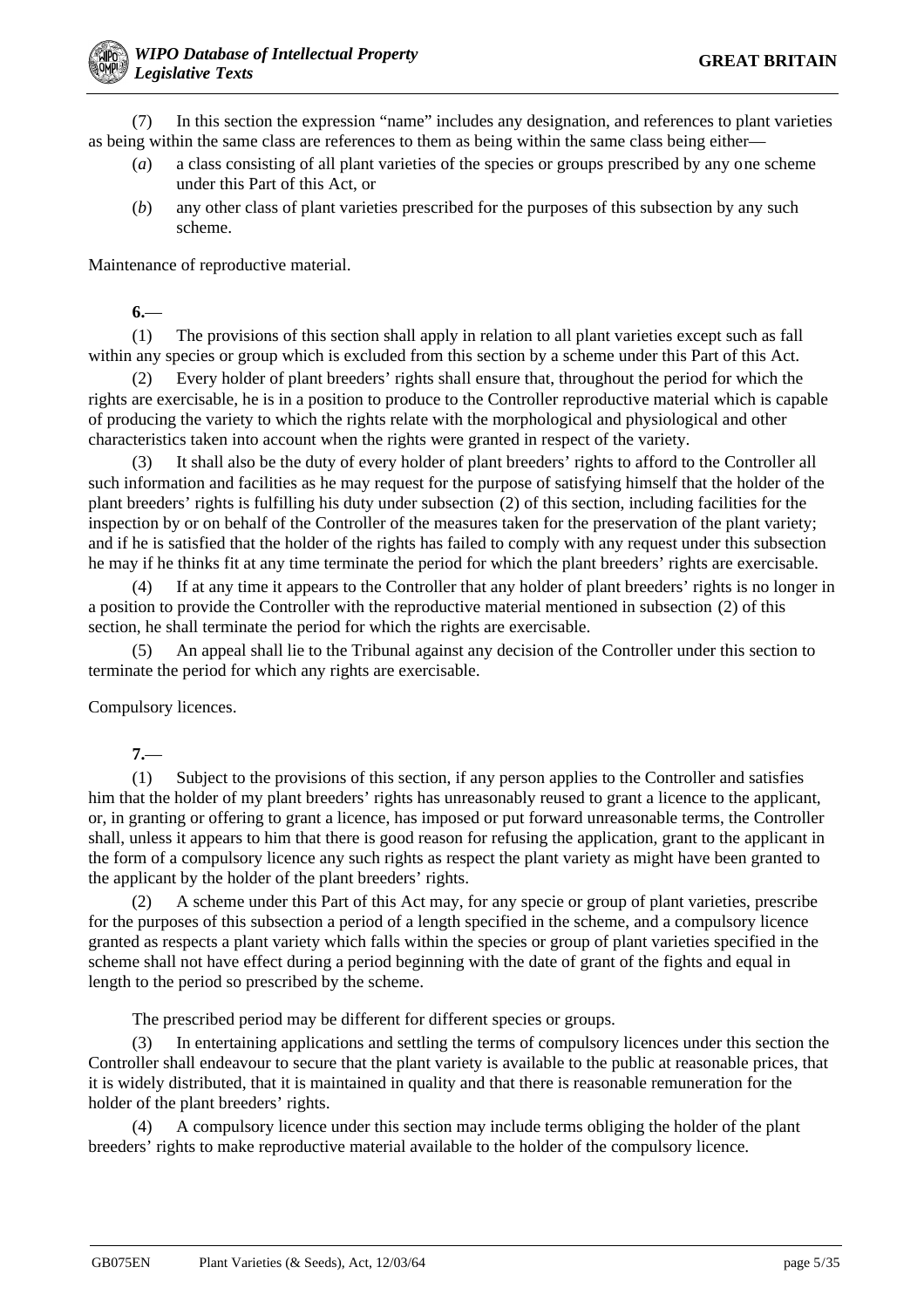(7) In this section the expression "name" includes any designation, and references to plant varieties as being within the same class are references to them as being within the same class being either—

(*a*) a class consisting of all plant varieties of the species or groups prescribed by any one scheme under this Part of this Act, or

(*b*) any other class of plant varieties prescribed for the purposes of this subsection by any such scheme.

Maintenance of reproductive material.

**6.**—

(1) The provisions of this section shall apply in relation to all plant varieties except such as fall within any species or group which is excluded from this section by a scheme under this Part of this Act.

(2) Every holder of plant breeders' rights shall ensure that, throughout the period for which the rights are exercisable, he is in a position to produce to the Controller reproductive material which is capable of producing the variety to which the rights relate with the morphological and physiological and other characteristics taken into account when the rights were granted in respect of the variety.

(3) It shall also be the duty of every holder of plant breeders' rights to afford to the Controller all such information and facilities as he may request for the purpose of satisfying himself that the holder of the plant breeders' rights is fulfilling his duty under subsection (2) of this section, including facilities for the inspection by or on behalf of the Controller of the measures taken for the preservation of the plant variety; and if he is satisfied that the holder of the rights has failed to comply with any request under this subsection he may if he thinks fit at any time terminate the period for which the plant breeders' rights are exercisable.

(4) If at any time it appears to the Controller that any holder of plant breeders' rights is no longer in a position to provide the Controller with the reproductive material mentioned in subsection (2) of this section, he shall terminate the period for which the rights are exercisable.

(5) An appeal shall lie to the Tribunal against any decision of the Controller under this section to terminate the period for which any rights are exercisable.

Compulsory licences.

**7.**—

(1) Subject to the provisions of this section, if any person applies to the Controller and satisfies him that the holder of my plant breeders' rights has unreasonably reused to grant a licence to the applicant, or, in granting or offering to grant a licence, has imposed or put forward unreasonable terms, the Controller shall, unless it appears to him that there is good reason for refusing the application, grant to the applicant in the form of a compulsory licence any such rights as respect the plant variety as might have been granted to the applicant by the holder of the plant breeders' rights.

(2) A scheme under this Part of this Act may, for any specie or group of plant varieties, prescribe for the purposes of this subsection a period of a length specified in the scheme, and a compulsory licence granted as respects a plant variety which falls within the species or group of plant varieties specified in the scheme shall not have effect during a period beginning with the date of grant of the fights and equal in length to the period so prescribed by the scheme.

The prescribed period may be different for different species or groups.

(3) In entertaining applications and settling the terms of compulsory licences under this section the Controller shall endeavour to secure that the plant variety is available to the public at reasonable prices, that it is widely distributed, that it is maintained in quality and that there is reasonable remuneration for the holder of the plant breeders' rights.

(4) A compulsory licence under this section may include terms obliging the holder of the plant breeders' rights to make reproductive material available to the holder of the compulsory licence.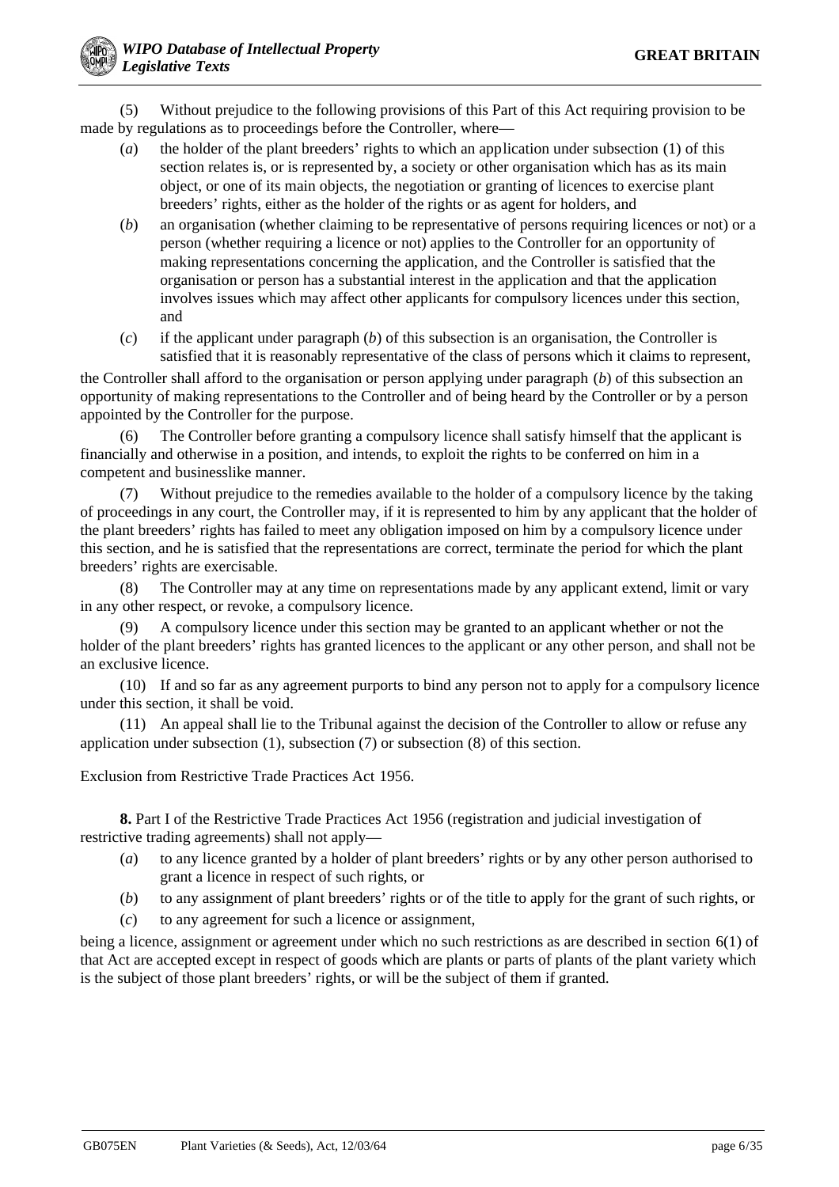(5) Without prejudice to the following provisions of this Part of this Act requiring provision to be made by regulations as to proceedings before the Controller, where—

(*a*) the holder of the plant breeders' rights to which an application under subsection (1) of this section relates is, or is represented by, a society or other organisation which has as its main object, or one of its main objects, the negotiation or granting of licences to exercise plant breeders' rights, either as the holder of the rights or as agent for holders, and

(*b*) an organisation (whether claiming to be representative of persons requiring licences or not) or a person (whether requiring a licence or not) applies to the Controller for an opportunity of making representations concerning the application, and the Controller is satisfied that the organisation or person has a substantial interest in the application and that the application involves issues which may affect other applicants for compulsory licences under this section, and

(*c*) if the applicant under paragraph (*b*) of this subsection is an organisation, the Controller is satisfied that it is reasonably representative of the class of persons which it claims to represent,

the Controller shall afford to the organisation or person applying under paragraph (*b*) of this subsection an opportunity of making representations to the Controller and of being heard by the Controller or by a person appointed by the Controller for the purpose.

(6) The Controller before granting a compulsory licence shall satisfy himself that the applicant is financially and otherwise in a position, and intends, to exploit the rights to be conferred on him in a competent and businesslike manner.

(7) Without prejudice to the remedies available to the holder of a compulsory licence by the taking of proceedings in any court, the Controller may, if it is represented to him by any applicant that the holder of the plant breeders' rights has failed to meet any obligation imposed on him by a compulsory licence under this section, and he is satisfied that the representations are correct, terminate the period for which the plant breeders' rights are exercisable.

(8) The Controller may at any time on representations made by any applicant extend, limit or vary in any other respect, or revoke, a compulsory licence.

(9) A compulsory licence under this section may be granted to an applicant whether or not the holder of the plant breeders' rights has granted licences to the applicant or any other person, and shall not be an exclusive licence.

(10) If and so far as any agreement purports to bind any person not to apply for a compulsory licence under this section, it shall be void.

(11) An appeal shall lie to the Tribunal against the decision of the Controller to allow or refuse any application under subsection (1), subsection (7) or subsection (8) of this section.

Exclusion from Restrictive Trade Practices Act 1956.

**8.** Part I of the Restrictive Trade Practices Act 1956 (registration and judicial investigation of restrictive trading agreements) shall not apply—

(*a*) to any licence granted by a holder of plant breeders' rights or by any other person authorised to grant a licence in respect of such rights, or

(*b*) to any assignment of plant breeders' rights or of the title to apply for the grant of such rights, or

(*c*) to any agreement for such a licence or assignment,

being a licence, assignment or agreement under which no such restrictions as are described in section 6(1) of that Act are accepted except in respect of goods which are plants or parts of plants of the plant variety which is the subject of those plant breeders' rights, or will be the subject of them if granted.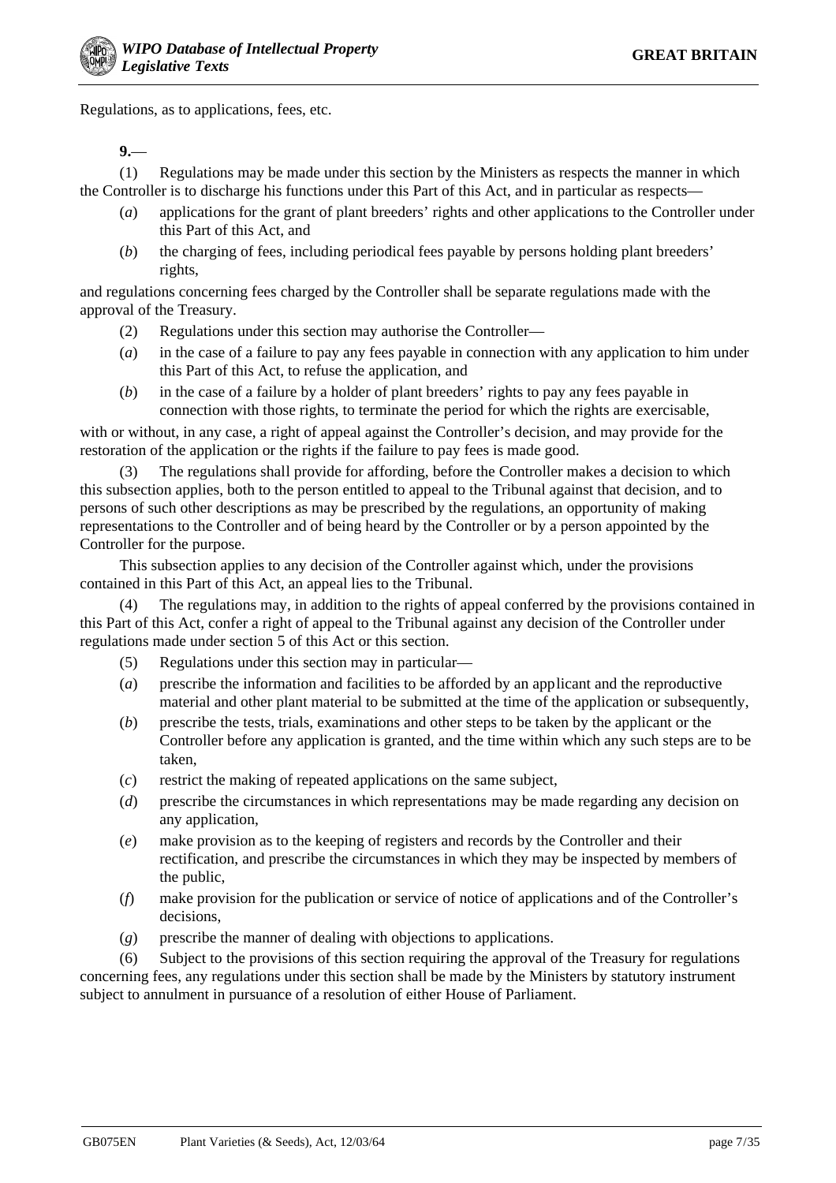Regulations, as to applications, fees, etc.

**9.**—

(1) Regulations may be made under this section by the Ministers as respects the manner in which the Controller is to discharge his functions under this Part of this Act, and in particular as respects—

- (*a*) applications for the grant of plant breeders' rights and other applications to the Controller under this Part of this Act, and
- (*b*) the charging of fees, including periodical fees payable by persons holding plant breeders' rights,

and regulations concerning fees charged by the Controller shall be separate regulations made with the approval of the Treasury.

(2) Regulations under this section may authorise the Controller—

- (*a*) in the case of a failure to pay any fees payable in connection with any application to him under this Part of this Act, to refuse the application, and
- (*b*) in the case of a failure by a holder of plant breeders' rights to pay any fees payable in connection with those rights, to terminate the period for which the rights are exercisable,

with or without, in any case, a right of appeal against the Controller's decision, and may provide for the restoration of the application or the rights if the failure to pay fees is made good.

(3) The regulations shall provide for affording, before the Controller makes a decision to which this subsection applies, both to the person entitled to appeal to the Tribunal against that decision, and to persons of such other descriptions as may be prescribed by the regulations, an opportunity of making representations to the Controller and of being heard by the Controller or by a person appointed by the Controller for the purpose.

This subsection applies to any decision of the Controller against which, under the provisions contained in this Part of this Act, an appeal lies to the Tribunal.

(4) The regulations may, in addition to the rights of appeal conferred by the provisions contained in this Part of this Act, confer a right of appeal to the Tribunal against any decision of the Controller under regulations made under section 5 of this Act or this section.

(5) Regulations under this section may in particular—

- (*a*) prescribe the information and facilities to be afforded by an applicant and the reproductive material and other plant material to be submitted at the time of the application or subsequently,
- (*b*) prescribe the tests, trials, examinations and other steps to be taken by the applicant or the Controller before any application is granted, and the time within which any such steps are to be taken,
- (*c*) restrict the making of repeated applications on the same subject,
- (*d*) prescribe the circumstances in which representations may be made regarding any decision on any application,
- (*e*) make provision as to the keeping of registers and records by the Controller and their rectification, and prescribe the circumstances in which they may be inspected by members of the public,
- (*f*) make provision for the publication or service of notice of applications and of the Controller's decisions,
- (*g*) prescribe the manner of dealing with objections to applications.

(6) Subject to the provisions of this section requiring the approval of the Treasury for regulations concerning fees, any regulations under this section shall be made by the Ministers by statutory instrument subject to annulment in pursuance of a resolution of either House of Parliament.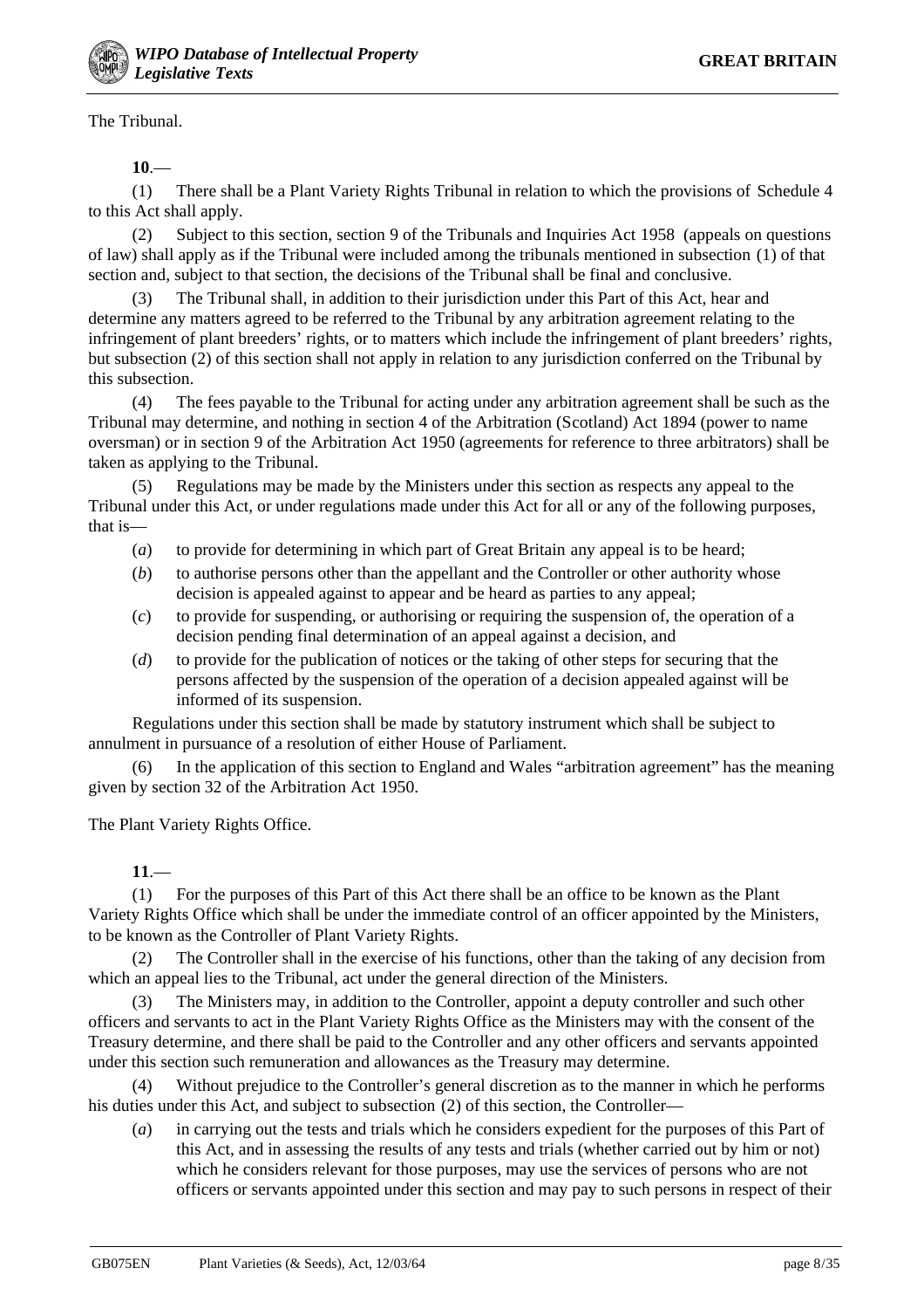The Tribunal.

**10**.—

(1) There shall be a Plant Variety Rights Tribunal in relation to which the provisions of Schedule 4 to this Act shall apply.

(2) Subject to this section, section 9 of the Tribunals and Inquiries Act 1958 (appeals on questions of law) shall apply as if the Tribunal were included among the tribunals mentioned in subsection (1) of that section and, subject to that section, the decisions of the Tribunal shall be final and conclusive.

(3) The Tribunal shall, in addition to their jurisdiction under this Part of this Act, hear and determine any matters agreed to be referred to the Tribunal by any arbitration agreement relating to the infringement of plant breeders' rights, or to matters which include the infringement of plant breeders' rights, but subsection (2) of this section shall not apply in relation to any jurisdiction conferred on the Tribunal by this subsection.

(4) The fees payable to the Tribunal for acting under any arbitration agreement shall be such as the Tribunal may determine, and nothing in section 4 of the Arbitration (Scotland) Act 1894 (power to name oversman) or in section 9 of the Arbitration Act 1950 (agreements for reference to three arbitrators) shall be taken as applying to the Tribunal.

(5) Regulations may be made by the Ministers under this section as respects any appeal to the Tribunal under this Act, or under regulations made under this Act for all or any of the following purposes, that is—

- (*a*) to provide for determining in which part of Great Britain any appeal is to be heard;
- (*b*) to authorise persons other than the appellant and the Controller or other authority whose decision is appealed against to appear and be heard as parties to any appeal;
- (*c*) to provide for suspending, or authorising or requiring the suspension of, the operation of a decision pending final determination of an appeal against a decision, and
- (*d*) to provide for the publication of notices or the taking of other steps for securing that the persons affected by the suspension of the operation of a decision appealed against will be informed of its suspension.

Regulations under this section shall be made by statutory instrument which shall be subject to annulment in pursuance of a resolution of either House of Parliament.

(6) In the application of this section to England and Wales "arbitration agreement" has the meaning given by section 32 of the Arbitration Act 1950.

The Plant Variety Rights Office.

**11**.—

(1) For the purposes of this Part of this Act there shall be an office to be known as the Plant Variety Rights Office which shall be under the immediate control of an officer appointed by the Ministers, to be known as the Controller of Plant Variety Rights.

(2) The Controller shall in the exercise of his functions, other than the taking of any decision from which an appeal lies to the Tribunal, act under the general direction of the Ministers.

(3) The Ministers may, in addition to the Controller, appoint a deputy controller and such other officers and servants to act in the Plant Variety Rights Office as the Ministers may with the consent of the Treasury determine, and there shall be paid to the Controller and any other officers and servants appointed under this section such remuneration and allowances as the Treasury may determine.

(4) Without prejudice to the Controller's general discretion as to the manner in which he performs his duties under this Act, and subject to subsection (2) of this section, the Controller—

- (*a*) in carrying out the tests and trials which he considers expedient for the purposes of this Part of this Act, and in assessing the results of any tests and trials (whether carried out by him or not) which he considers relevant for those purposes, may use the services of persons who are not officers or servants appointed under this section and may pay to such persons in respect of their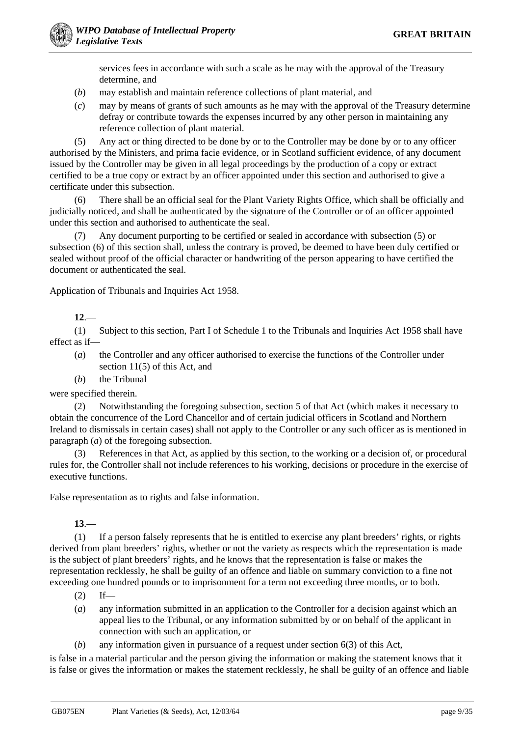services fees in accordance with such a scale as he may with the approval of the Treasury determine, and

(*b*) may establish and maintain reference collections of plant material, and

(*c*) may by means of grants of such amounts as he may with the approval of the Treasury determine defray or contribute towards the expenses incurred by any other person in maintaining any reference collection of plant material.

(5) Any act or thing directed to be done by or to the Controller may be done by or to any officer authorised by the Ministers, and prima facie evidence, or in Scotland sufficient evidence, of any document issued by the Controller may be given in all legal proceedings by the production of a copy or extract certified to be a true copy or extract by an officer appointed under this section and authorised to give a certificate under this subsection.

(6) There shall be an official seal for the Plant Variety Rights Office, which shall be officially and judicially noticed, and shall be authenticated by the signature of the Controller or of an officer appointed under this section and authorised to authenticate the seal.

(7) Any document purporting to be certified or sealed in accordance with subsection (5) or subsection (6) of this section shall, unless the contrary is proved, be deemed to have been duly certified or sealed without proof of the official character or handwriting of the person appearing to have certified the document or authenticated the seal.

Application of Tribunals and Inquiries Act 1958.

**12**.—

(1) Subject to this section, Part I of Schedule 1 to the Tribunals and Inquiries Act 1958 shall have effect as if—

(*a*) the Controller and any officer authorised to exercise the functions of the Controller under section 11(5) of this Act, and

(*b*) the Tribunal

were specified therein.

(2) Notwithstanding the foregoing subsection, section 5 of that Act (which makes it necessary to obtain the concurrence of the Lord Chancellor and of certain judicial officers in Scotland and Northern Ireland to dismissals in certain cases) shall not apply to the Controller or any such officer as is mentioned in paragraph (*a*) of the foregoing subsection.

(3) References in that Act, as applied by this section, to the working or a decision of, or procedural rules for, the Controller shall not include references to his working, decisions or procedure in the exercise of executive functions.

False representation as to rights and false information.

**13**.—

(1) If a person falsely represents that he is entitled to exercise any plant breeders' rights, or rights derived from plant breeders' rights, whether or not the variety as respects which the representation is made is the subject of plant breeders' rights, and he knows that the representation is false or makes the representation recklessly, he shall be guilty of an offence and liable on summary conviction to a fine not exceeding one hundred pounds or to imprisonment for a term not exceeding three months, or to both.

(2) If—

(*a*) any information submitted in an application to the Controller for a decision against which an appeal lies to the Tribunal, or any information submitted by or on behalf of the applicant in connection with such an application, or

(*b*) any information given in pursuance of a request under section 6(3) of this Act,

is false in a material particular and the person giving the information or making the statement knows that it is false or gives the information or makes the statement recklessly, he shall be guilty of an offence and liable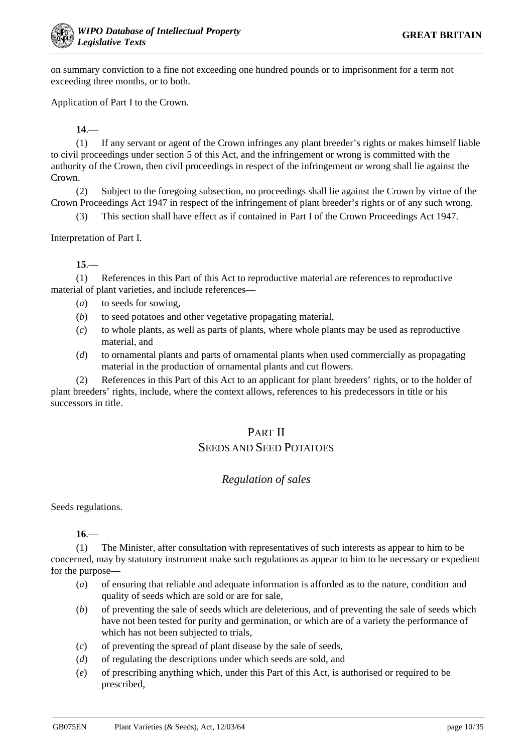on summary conviction to a fine not exceeding one hundred pounds or to imprisonment for a term not exceeding three months, or to both.

Application of Part I to the Crown.

**14**.—

(1) If any servant or agent of the Crown infringes any plant breeder's rights or makes himself liable to civil proceedings under section 5 of this Act, and the infringement or wrong is committed with the authority of the Crown, then civil proceedings in respect of the infringement or wrong shall lie against the Crown.

(2) Subject to the foregoing subsection, no proceedings shall lie against the Crown by virtue of the Crown Proceedings Act 1947 in respect of the infringement of plant breeder's rights or of any such wrong.

(3) This section shall have effect as if contained in Part I of the Crown Proceedings Act 1947.

Interpretation of Part I.

**15**.—

(1) References in this Part of this Act to reproductive material are references to reproductive material of plant varieties, and include references—

- (*a*) to seeds for sowing,
- (*b*) to seed potatoes and other vegetative propagating material,
- (*c*) to whole plants, as well as parts of plants, where whole plants may be used as reproductive material, and
- (*d*) to ornamental plants and parts of ornamental plants when used commercially as propagating material in the production of ornamental plants and cut flowers.

(2) References in this Part of this Act to an applicant for plant breeders' rights, or to the holder of plant breeders' rights, include, where the context allows, references to his predecessors in title or his successors in title.

## PART II
## SEEDS AND SEED POTATOES

### *Regulation of sales*

Seeds regulations.

**16**.—

(1) The Minister, after consultation with representatives of such interests as appear to him to be concerned, may by statutory instrument make such regulations as appear to him to be necessary or expedient for the purpose—

- (*a*) of ensuring that reliable and adequate information is afforded as to the nature, condition and quality of seeds which are sold or are for sale,
- (*b*) of preventing the sale of seeds which are deleterious, and of preventing the sale of seeds which have not been tested for purity and germination, or which are of a variety the performance of which has not been subjected to trials,
- (*c*) of preventing the spread of plant disease by the sale of seeds,
- (*d*) of regulating the descriptions under which seeds are sold, and
- (*e*) of prescribing anything which, under this Part of this Act, is authorised or required to be prescribed,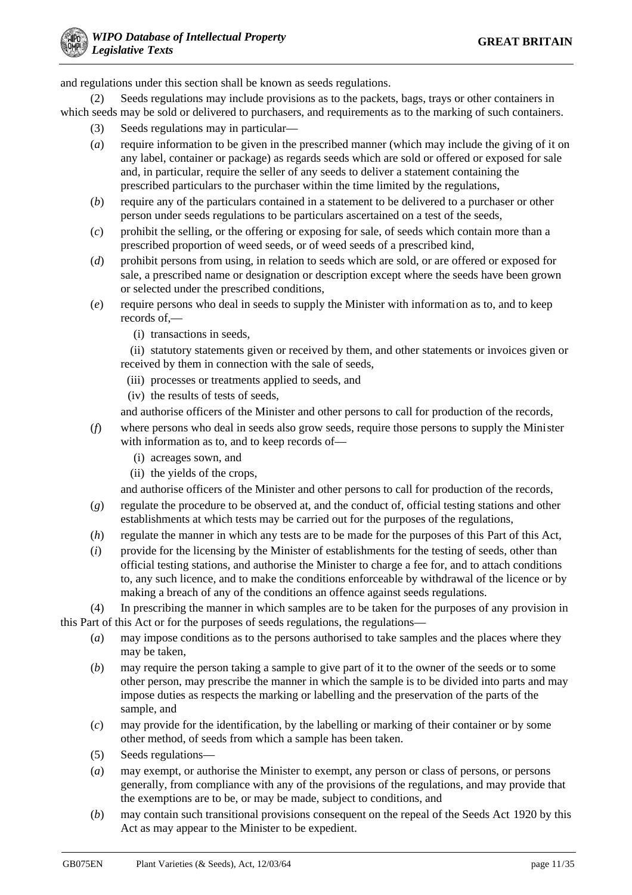and regulations under this section shall be known as seeds regulations.

(2) Seeds regulations may include provisions as to the packets, bags, trays or other containers in which seeds may be sold or delivered to purchasers, and requirements as to the marking of such containers.

(3) Seeds regulations may in particular—

(*a*) require information to be given in the prescribed manner (which may include the giving of it on any label, container or package) as regards seeds which are sold or offered or exposed for sale and, in particular, require the seller of any seeds to deliver a statement containing the prescribed particulars to the purchaser within the time limited by the regulations,

(*b*) require any of the particulars contained in a statement to be delivered to a purchaser or other person under seeds regulations to be particulars ascertained on a test of the seeds,

(*c*) prohibit the selling, or the offering or exposing for sale, of seeds which contain more than a prescribed proportion of weed seeds, or of weed seeds of a prescribed kind,

(*d*) prohibit persons from using, in relation to seeds which are sold, or are offered or exposed for sale, a prescribed name or designation or description except where the seeds have been grown or selected under the prescribed conditions,

(*e*) require persons who deal in seeds to supply the Minister with information as to, and to keep records of,—

(i) transactions in seeds,

(ii) statutory statements given or received by them, and other statements or invoices given or received by them in connection with the sale of seeds,

(iii) processes or treatments applied to seeds, and

(iv) the results of tests of seeds,

and authorise officers of the Minister and other persons to call for production of the records,

(*f*) where persons who deal in seeds also grow seeds, require those persons to supply the Minister with information as to, and to keep records of—

(i) acreages sown, and

(ii) the yields of the crops,

and authorise officers of the Minister and other persons to call for production of the records,

(*g*) regulate the procedure to be observed at, and the conduct of, official testing stations and other establishments at which tests may be carried out for the purposes of the regulations,

(*h*) regulate the manner in which any tests are to be made for the purposes of this Part of this Act,

(*i*) provide for the licensing by the Minister of establishments for the testing of seeds, other than official testing stations, and authorise the Minister to charge a fee for, and to attach conditions to, any such licence, and to make the conditions enforceable by withdrawal of the licence or by making a breach of any of the conditions an offence against seeds regulations.

(4) In prescribing the manner in which samples are to be taken for the purposes of any provision in this Part of this Act or for the purposes of seeds regulations, the regulations—

(*a*) may impose conditions as to the persons authorised to take samples and the places where they may be taken,

(*b*) may require the person taking a sample to give part of it to the owner of the seeds or to some other person, may prescribe the manner in which the sample is to be divided into parts and may impose duties as respects the marking or labelling and the preservation of the parts of the sample, and

(*c*) may provide for the identification, by the labelling or marking of their container or by some other method, of seeds from which a sample has been taken.

(5) Seeds regulations—

(*a*) may exempt, or authorise the Minister to exempt, any person or class of persons, or persons generally, from compliance with any of the provisions of the regulations, and may provide that the exemptions are to be, or may be made, subject to conditions, and

(*b*) may contain such transitional provisions consequent on the repeal of the Seeds Act 1920 by this Act as may appear to the Minister to be expedient.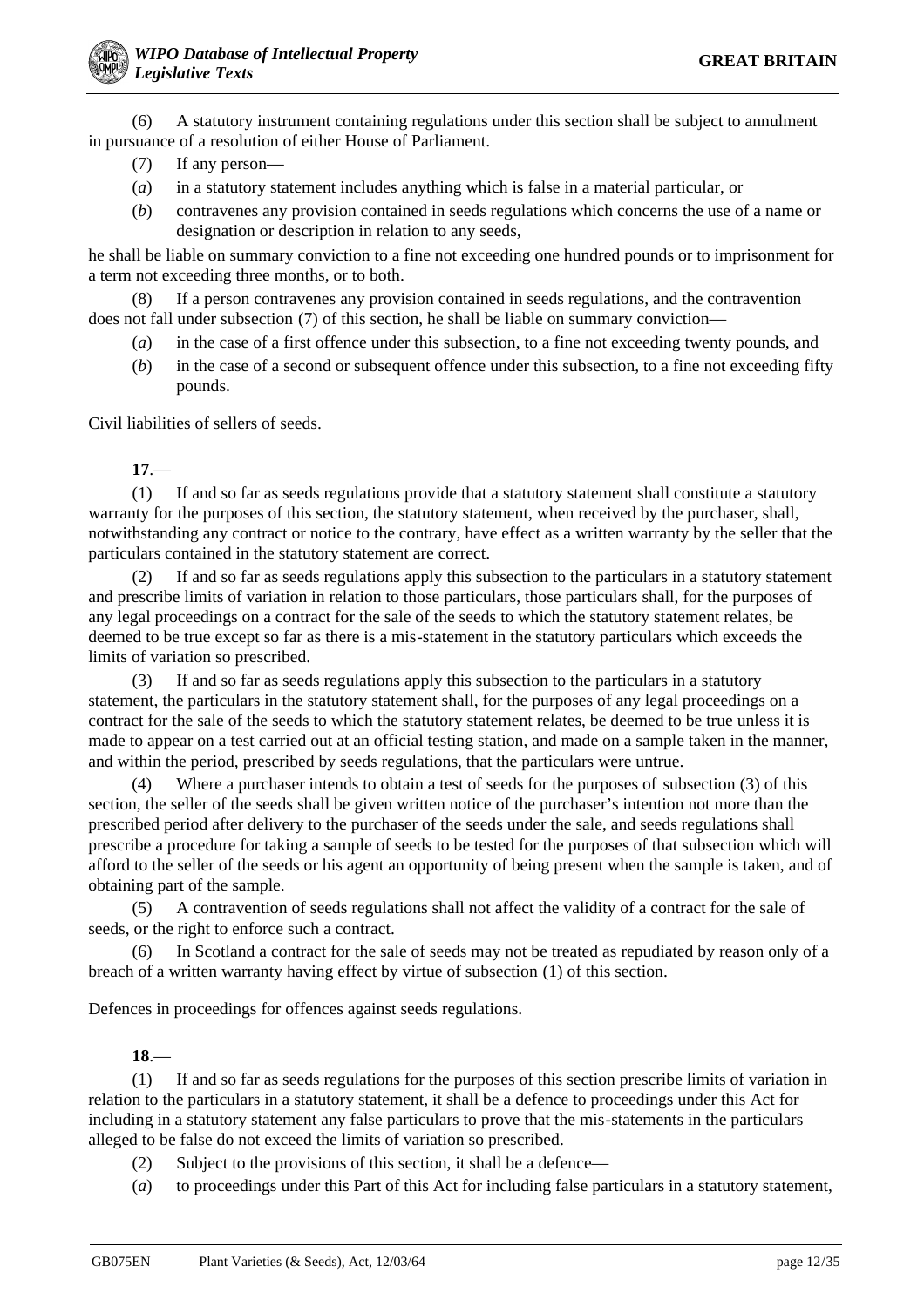(6) A statutory instrument containing regulations under this section shall be subject to annulment in pursuance of a resolution of either House of Parliament.

(7) If any person—

(*a*) in a statutory statement includes anything which is false in a material particular, or

(*b*) contravenes any provision contained in seeds regulations which concerns the use of a name or designation or description in relation to any seeds,

he shall be liable on summary conviction to a fine not exceeding one hundred pounds or to imprisonment for a term not exceeding three months, or to both.

(8) If a person contravenes any provision contained in seeds regulations, and the contravention does not fall under subsection (7) of this section, he shall be liable on summary conviction—

(*a*) in the case of a first offence under this subsection, to a fine not exceeding twenty pounds, and

(*b*) in the case of a second or subsequent offence under this subsection, to a fine not exceeding fifty pounds.

Civil liabilities of sellers of seeds.

**17**.—

(1) If and so far as seeds regulations provide that a statutory statement shall constitute a statutory warranty for the purposes of this section, the statutory statement, when received by the purchaser, shall, notwithstanding any contract or notice to the contrary, have effect as a written warranty by the seller that the particulars contained in the statutory statement are correct.

(2) If and so far as seeds regulations apply this subsection to the particulars in a statutory statement and prescribe limits of variation in relation to those particulars, those particulars shall, for the purposes of any legal proceedings on a contract for the sale of the seeds to which the statutory statement relates, be deemed to be true except so far as there is a mis-statement in the statutory particulars which exceeds the limits of variation so prescribed.

(3) If and so far as seeds regulations apply this subsection to the particulars in a statutory statement, the particulars in the statutory statement shall, for the purposes of any legal proceedings on a contract for the sale of the seeds to which the statutory statement relates, be deemed to be true unless it is made to appear on a test carried out at an official testing station, and made on a sample taken in the manner, and within the period, prescribed by seeds regulations, that the particulars were untrue.

(4) Where a purchaser intends to obtain a test of seeds for the purposes of subsection (3) of this section, the seller of the seeds shall be given written notice of the purchaser's intention not more than the prescribed period after delivery to the purchaser of the seeds under the sale, and seeds regulations shall prescribe a procedure for taking a sample of seeds to be tested for the purposes of that subsection which will afford to the seller of the seeds or his agent an opportunity of being present when the sample is taken, and of obtaining part of the sample.

(5) A contravention of seeds regulations shall not affect the validity of a contract for the sale of seeds, or the right to enforce such a contract.

(6) In Scotland a contract for the sale of seeds may not be treated as repudiated by reason only of a breach of a written warranty having effect by virtue of subsection (1) of this section.

Defences in proceedings for offences against seeds regulations.

**18**.—

(1) If and so far as seeds regulations for the purposes of this section prescribe limits of variation in relation to the particulars in a statutory statement, it shall be a defence to proceedings under this Act for including in a statutory statement any false particulars to prove that the mis-statements in the particulars alleged to be false do not exceed the limits of variation so prescribed.

(2) Subject to the provisions of this section, it shall be a defence—

(*a*) to proceedings under this Part of this Act for including false particulars in a statutory statement,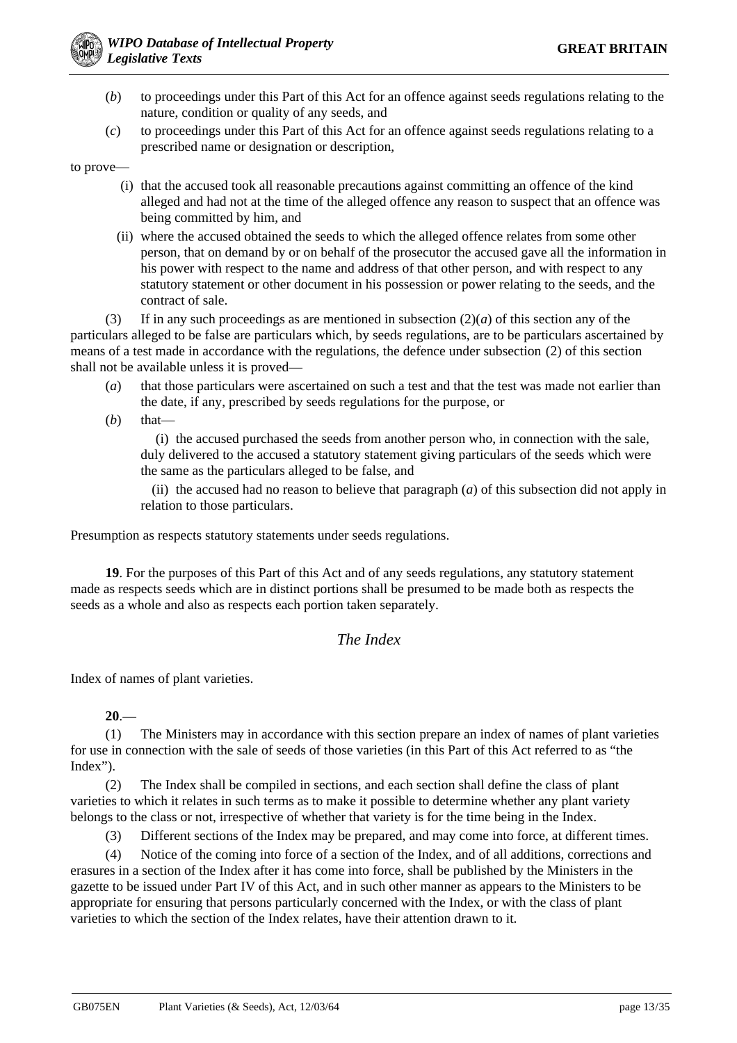(*b*) to proceedings under this Part of this Act for an offence against seeds regulations relating to the nature, condition or quality of any seeds, and

(*c*) to proceedings under this Part of this Act for an offence against seeds regulations relating to a prescribed name or designation or description,

to prove—

(i) that the accused took all reasonable precautions against committing an offence of the kind alleged and had not at the time of the alleged offence any reason to suspect that an offence was being committed by him, and

(ii) where the accused obtained the seeds to which the alleged offence relates from some other person, that on demand by or on behalf of the prosecutor the accused gave all the information in his power with respect to the name and address of that other person, and with respect to any statutory statement or other document in his possession or power relating to the seeds, and the contract of sale.

(3) If in any such proceedings as are mentioned in subsection (2)(*a*) of this section any of the particulars alleged to be false are particulars which, by seeds regulations, are to be particulars ascertained by means of a test made in accordance with the regulations, the defence under subsection (2) of this section shall not be available unless it is proved—

(*a*) that those particulars were ascertained on such a test and that the test was made not earlier than the date, if any, prescribed by seeds regulations for the purpose, or

(*b*) that—

(i) the accused purchased the seeds from another person who, in connection with the sale, duly delivered to the accused a statutory statement giving particulars of the seeds which were the same as the particulars alleged to be false, and

(ii) the accused had no reason to believe that paragraph (*a*) of this subsection did not apply in relation to those particulars.

Presumption as respects statutory statements under seeds regulations.

**19**. For the purposes of this Part of this Act and of any seeds regulations, any statutory statement made as respects seeds which are in distinct portions shall be presumed to be made both as respects the seeds as a whole and also as respects each portion taken separately.

## *The Index*

Index of names of plant varieties.

**20**.—

(1) The Ministers may in accordance with this section prepare an index of names of plant varieties for use in connection with the sale of seeds of those varieties (in this Part of this Act referred to as "the Index").

(2) The Index shall be compiled in sections, and each section shall define the class of plant varieties to which it relates in such terms as to make it possible to determine whether any plant variety belongs to the class or not, irrespective of whether that variety is for the time being in the Index.

(3) Different sections of the Index may be prepared, and may come into force, at different times.

(4) Notice of the coming into force of a section of the Index, and of all additions, corrections and erasures in a section of the Index after it has come into force, shall be published by the Ministers in the gazette to be issued under Part IV of this Act, and in such other manner as appears to the Ministers to be appropriate for ensuring that persons particularly concerned with the Index, or with the class of plant varieties to which the section of the Index relates, have their attention drawn to it.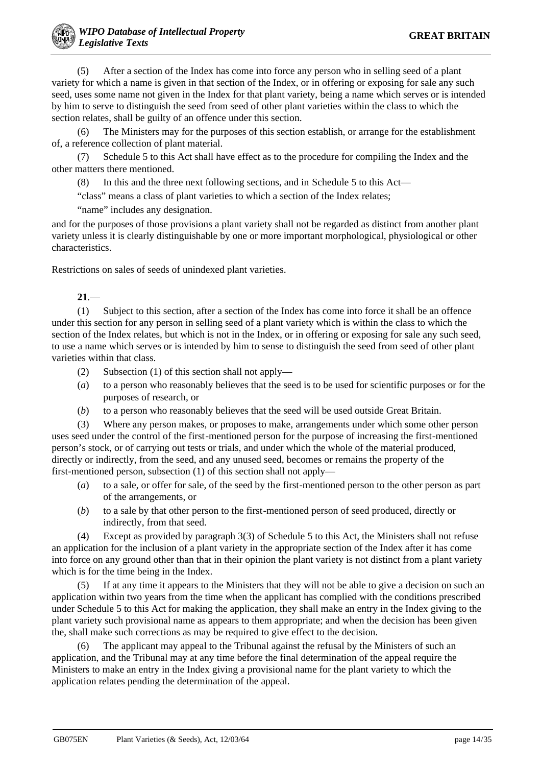(5) After a section of the Index has come into force any person who in selling seed of a plant variety for which a name is given in that section of the Index, or in offering or exposing for sale any such seed, uses some name not given in the Index for that plant variety, being a name which serves or is intended by him to serve to distinguish the seed from seed of other plant varieties within the class to which the section relates, shall be guilty of an offence under this section.

(6) The Ministers may for the purposes of this section establish, or arrange for the establishment of, a reference collection of plant material.

(7) Schedule 5 to this Act shall have effect as to the procedure for compiling the Index and the other matters there mentioned.

(8) In this and the three next following sections, and in Schedule 5 to this Act—

"class" means a class of plant varieties to which a section of the Index relates;

"name" includes any designation.

and for the purposes of those provisions a plant variety shall not be regarded as distinct from another plant variety unless it is clearly distinguishable by one or more important morphological, physiological or other characteristics.

Restrictions on sales of seeds of unindexed plant varieties.

**21**.—

(1) Subject to this section, after a section of the Index has come into force it shall be an offence under this section for any person in selling seed of a plant variety which is within the class to which the section of the Index relates, but which is not in the Index, or in offering or exposing for sale any such seed, to use a name which serves or is intended by him to sense to distinguish the seed from seed of other plant varieties within that class.

(2) Subsection (1) of this section shall not apply—

(*a*) to a person who reasonably believes that the seed is to be used for scientific purposes or for the purposes of research, or

(*b*) to a person who reasonably believes that the seed will be used outside Great Britain.

(3) Where any person makes, or proposes to make, arrangements under which some other person uses seed under the control of the first-mentioned person for the purpose of increasing the first-mentioned person's stock, or of carrying out tests or trials, and under which the whole of the material produced, directly or indirectly, from the seed, and any unused seed, becomes or remains the property of the first-mentioned person, subsection (1) of this section shall not apply—

(*a*) to a sale, or offer for sale, of the seed by the first-mentioned person to the other person as part of the arrangements, or

(*b*) to a sale by that other person to the first-mentioned person of seed produced, directly or indirectly, from that seed.

(4) Except as provided by paragraph 3(3) of Schedule 5 to this Act, the Ministers shall not refuse an application for the inclusion of a plant variety in the appropriate section of the Index after it has come into force on any ground other than that in their opinion the plant variety is not distinct from a plant variety which is for the time being in the Index.

(5) If at any time it appears to the Ministers that they will not be able to give a decision on such an application within two years from the time when the applicant has complied with the conditions prescribed under Schedule 5 to this Act for making the application, they shall make an entry in the Index giving to the plant variety such provisional name as appears to them appropriate; and when the decision has been given the, shall make such corrections as may be required to give effect to the decision.

(6) The applicant may appeal to the Tribunal against the refusal by the Ministers of such an application, and the Tribunal may at any time before the final determination of the appeal require the Ministers to make an entry in the Index giving a provisional name for the plant variety to which the application relates pending the determination of the appeal.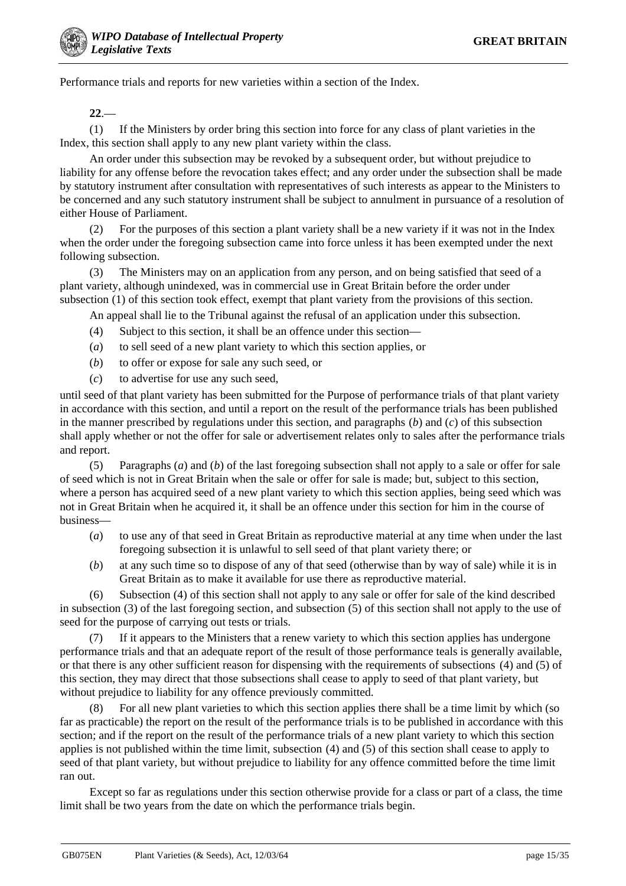Performance trials and reports for new varieties within a section of the Index.

**22**.—

(1) If the Ministers by order bring this section into force for any class of plant varieties in the Index, this section shall apply to any new plant variety within the class.

An order under this subsection may be revoked by a subsequent order, but without prejudice to liability for any offense before the revocation takes effect; and any order under the subsection shall be made by statutory instrument after consultation with representatives of such interests as appear to the Ministers to be concerned and any such statutory instrument shall be subject to annulment in pursuance of a resolution of either House of Parliament.

(2) For the purposes of this section a plant variety shall be a new variety if it was not in the Index when the order under the foregoing subsection came into force unless it has been exempted under the next following subsection.

(3) The Ministers may on an application from any person, and on being satisfied that seed of a plant variety, although unindexed, was in commercial use in Great Britain before the order under subsection (1) of this section took effect, exempt that plant variety from the provisions of this section.

An appeal shall lie to the Tribunal against the refusal of an application under this subsection.

(4) Subject to this section, it shall be an offence under this section—

(*a*) to sell seed of a new plant variety to which this section applies, or

(*b*) to offer or expose for sale any such seed, or

(*c*) to advertise for use any such seed,

until seed of that plant variety has been submitted for the Purpose of performance trials of that plant variety in accordance with this section, and until a report on the result of the performance trials has been published in the manner prescribed by regulations under this section, and paragraphs (*b*) and (*c*) of this subsection shall apply whether or not the offer for sale or advertisement relates only to sales after the performance trials and report.

(5) Paragraphs (*a*) and (*b*) of the last foregoing subsection shall not apply to a sale or offer for sale of seed which is not in Great Britain when the sale or offer for sale is made; but, subject to this section, where a person has acquired seed of a new plant variety to which this section applies, being seed which was not in Great Britain when he acquired it, it shall be an offence under this section for him in the course of business—

(*a*) to use any of that seed in Great Britain as reproductive material at any time when under the last foregoing subsection it is unlawful to sell seed of that plant variety there; or

(*b*) at any such time so to dispose of any of that seed (otherwise than by way of sale) while it is in Great Britain as to make it available for use there as reproductive material.

(6) Subsection (4) of this section shall not apply to any sale or offer for sale of the kind described in subsection (3) of the last foregoing section, and subsection (5) of this section shall not apply to the use of seed for the purpose of carrying out tests or trials.

(7) If it appears to the Ministers that a renew variety to which this section applies has undergone performance trials and that an adequate report of the result of those performance teals is generally available, or that there is any other sufficient reason for dispensing with the requirements of subsections (4) and (5) of this section, they may direct that those subsections shall cease to apply to seed of that plant variety, but without prejudice to liability for any offence previously committed.

(8) For all new plant varieties to which this section applies there shall be a time limit by which (so far as practicable) the report on the result of the performance trials is to be published in accordance with this section; and if the report on the result of the performance trials of a new plant variety to which this section applies is not published within the time limit, subsection (4) and (5) of this section shall cease to apply to seed of that plant variety, but without prejudice to liability for any offence committed before the time limit ran out.

Except so far as regulations under this section otherwise provide for a class or part of a class, the time limit shall be two years from the date on which the performance trials begin.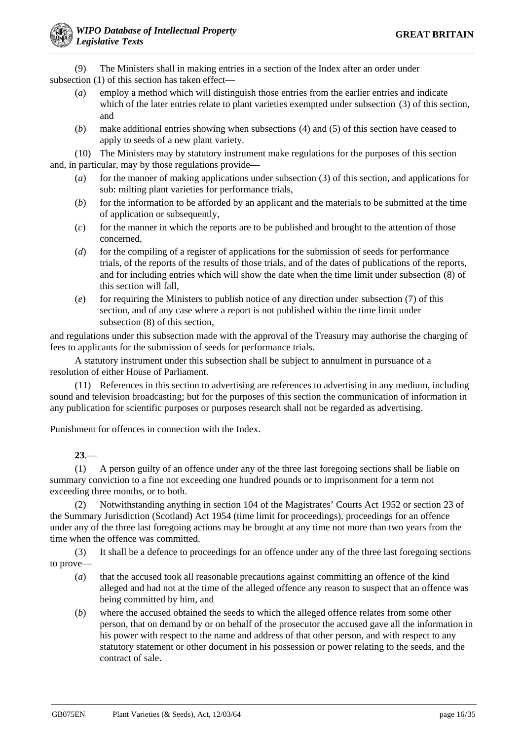(9) The Ministers shall in making entries in a section of the Index after an order under subsection (1) of this section has taken effect—

(*a*) employ a method which will distinguish those entries from the earlier entries and indicate which of the later entries relate to plant varieties exempted under subsection (3) of this section, and

(*b*) make additional entries showing when subsections (4) and (5) of this section have ceased to apply to seeds of a new plant variety.

(10) The Ministers may by statutory instrument make regulations for the purposes of this section and, in particular, may by those regulations provide—

(*a*) for the manner of making applications under subsection (3) of this section, and applications for sub: milting plant varieties for performance trials,

(*b*) for the information to be afforded by an applicant and the materials to be submitted at the time of application or subsequently,

(*c*) for the manner in which the reports are to be published and brought to the attention of those concerned,

(*d*) for the compiling of a register of applications for the submission of seeds for performance trials, of the reports of the results of those trials, and of the dates of publications of the reports, and for including entries which will show the date when the time limit under subsection (8) of this section will fall,

(*e*) for requiring the Ministers to publish notice of any direction under subsection (7) of this section, and of any case where a report is not published within the time limit under subsection (8) of this section,

and regulations under this subsection made with the approval of the Treasury may authorise the charging of fees to applicants for the submission of seeds for performance trials.

A statutory instrument under this subsection shall be subject to annulment in pursuance of a resolution of either House of Parliament.

(11) References in this section to advertising are references to advertising in any medium, including sound and television broadcasting; but for the purposes of this section the communication of information in any publication for scientific purposes or purposes research shall not be regarded as advertising.

Punishment for offences in connection with the Index.

**23**.—

(1) A person guilty of an offence under any of the three last foregoing sections shall be liable on summary conviction to a fine not exceeding one hundred pounds or to imprisonment for a term not exceeding three months, or to both.

(2) Notwithstanding anything in section 104 of the Magistrates' Courts Act 1952 or section 23 of the Summary Jurisdiction (Scotland) Act 1954 (time limit for proceedings), proceedings for an offence under any of the three last foregoing actions may be brought at any time not more than two years from the time when the offence was committed.

(3) It shall be a defence to proceedings for an offence under any of the three last foregoing sections to prove—

(*a*) that the accused took all reasonable precautions against committing an offence of the kind alleged and had not at the time of the alleged offence any reason to suspect that an offence was being committed by him, and

(*b*) where the accused obtained the seeds to which the alleged offence relates from some other person, that on demand by or on behalf of the prosecutor the accused gave all the information in his power with respect to the name and address of that other person, and with respect to any statutory statement or other document in his possession or power relating to the seeds, and the contract of sale.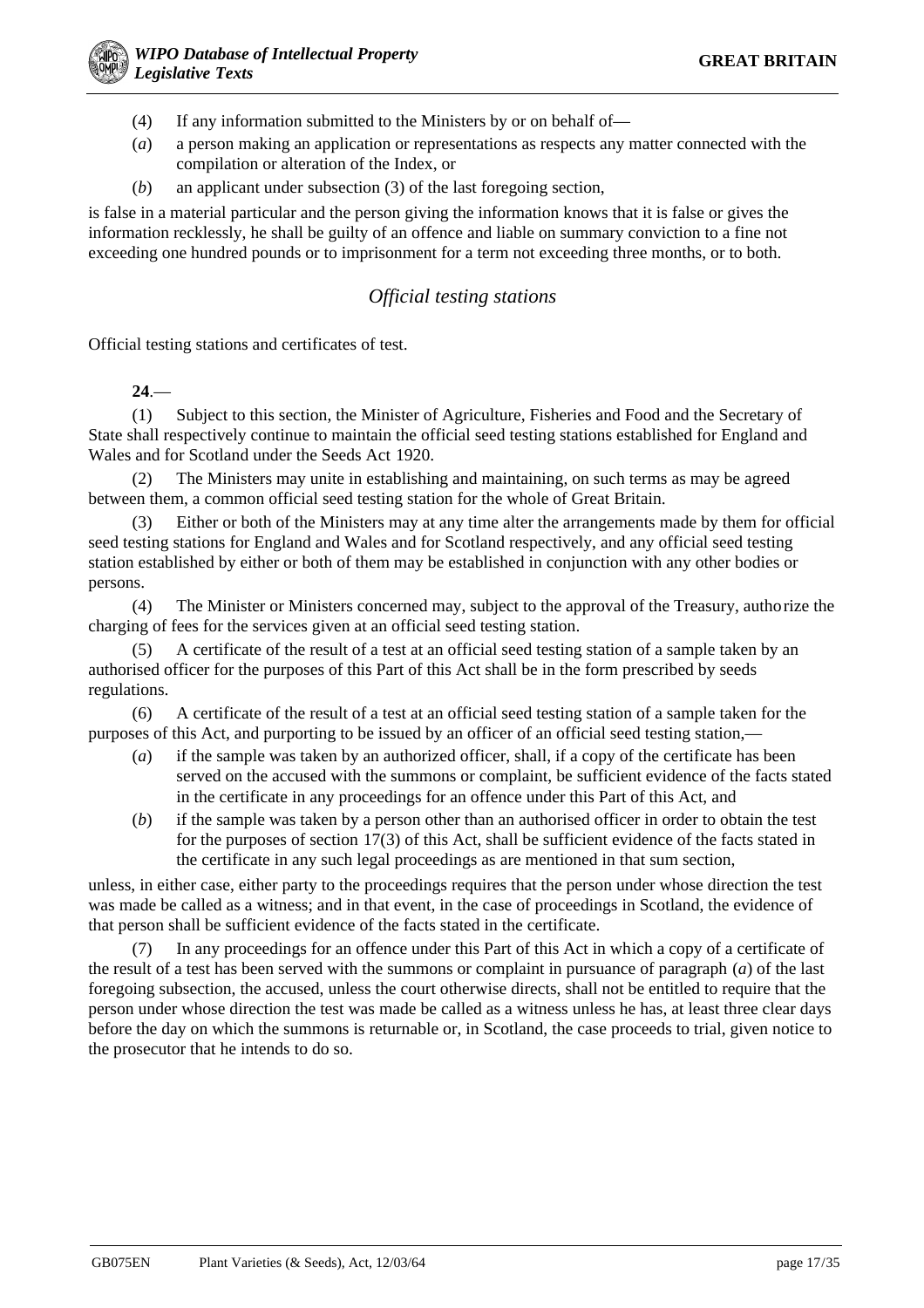(4) If any information submitted to the Ministers by or on behalf of—

(*a*) a person making an application or representations as respects any matter connected with the compilation or alteration of the Index, or

(*b*) an applicant under subsection (3) of the last foregoing section,

is false in a material particular and the person giving the information knows that it is false or gives the information recklessly, he shall be guilty of an offence and liable on summary conviction to a fine not exceeding one hundred pounds or to imprisonment for a term not exceeding three months, or to both.

## *Official testing stations*

Official testing stations and certificates of test.

**24**.—

(1) Subject to this section, the Minister of Agriculture, Fisheries and Food and the Secretary of State shall respectively continue to maintain the official seed testing stations established for England and Wales and for Scotland under the Seeds Act 1920.

(2) The Ministers may unite in establishing and maintaining, on such terms as may be agreed between them, a common official seed testing station for the whole of Great Britain.

(3) Either or both of the Ministers may at any time alter the arrangements made by them for official seed testing stations for England and Wales and for Scotland respectively, and any official seed testing station established by either or both of them may be established in conjunction with any other bodies or persons.

(4) The Minister or Ministers concerned may, subject to the approval of the Treasury, authorize the charging of fees for the services given at an official seed testing station.

(5) A certificate of the result of a test at an official seed testing station of a sample taken by an authorised officer for the purposes of this Part of this Act shall be in the form prescribed by seeds regulations.

(6) A certificate of the result of a test at an official seed testing station of a sample taken for the purposes of this Act, and purporting to be issued by an officer of an official seed testing station,—

(*a*) if the sample was taken by an authorized officer, shall, if a copy of the certificate has been served on the accused with the summons or complaint, be sufficient evidence of the facts stated in the certificate in any proceedings for an offence under this Part of this Act, and

(*b*) if the sample was taken by a person other than an authorised officer in order to obtain the test for the purposes of section 17(3) of this Act, shall be sufficient evidence of the facts stated in the certificate in any such legal proceedings as are mentioned in that sum section,

unless, in either case, either party to the proceedings requires that the person under whose direction the test was made be called as a witness; and in that event, in the case of proceedings in Scotland, the evidence of that person shall be sufficient evidence of the facts stated in the certificate.

(7) In any proceedings for an offence under this Part of this Act in which a copy of a certificate of the result of a test has been served with the summons or complaint in pursuance of paragraph (*a*) of the last foregoing subsection, the accused, unless the court otherwise directs, shall not be entitled to require that the person under whose direction the test was made be called as a witness unless he has, at least three clear days before the day on which the summons is returnable or, in Scotland, the case proceeds to trial, given notice to the prosecutor that he intends to do so.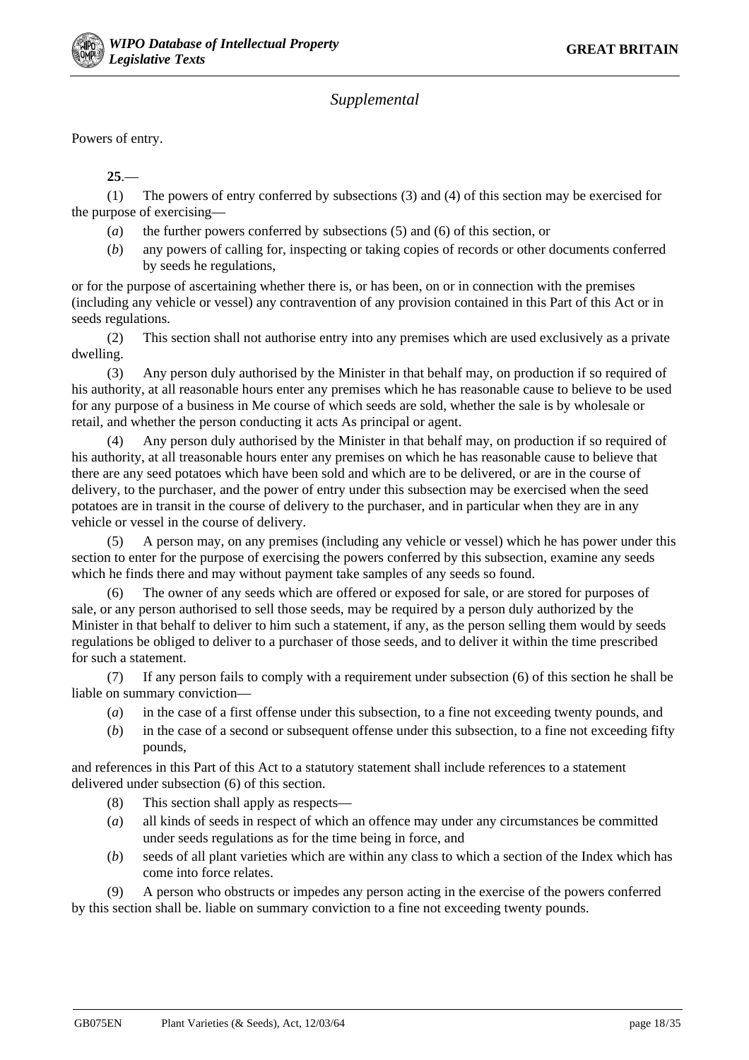## *Supplemental*

Powers of entry.

**25**.—

(1) The powers of entry conferred by subsections (3) and (4) of this section may be exercised for the purpose of exercising—

(*a*) the further powers conferred by subsections (5) and (6) of this section, or

(*b*) any powers of calling for, inspecting or taking copies of records or other documents conferred by seeds he regulations,

or for the purpose of ascertaining whether there is, or has been, on or in connection with the premises (including any vehicle or vessel) any contravention of any provision contained in this Part of this Act or in seeds regulations.

(2) This section shall not authorise entry into any premises which are used exclusively as a private dwelling.

(3) Any person duly authorised by the Minister in that behalf may, on production if so required of his authority, at all reasonable hours enter any premises which he has reasonable cause to believe to be used for any purpose of a business in Me course of which seeds are sold, whether the sale is by wholesale or retail, and whether the person conducting it acts As principal or agent.

(4) Any person duly authorised by the Minister in that behalf may, on production if so required of his authority, at all treasonable hours enter any premises on which he has reasonable cause to believe that there are any seed potatoes which have been sold and which are to be delivered, or are in the course of delivery, to the purchaser, and the power of entry under this subsection may be exercised when the seed potatoes are in transit in the course of delivery to the purchaser, and in particular when they are in any vehicle or vessel in the course of delivery.

(5) A person may, on any premises (including any vehicle or vessel) which he has power under this section to enter for the purpose of exercising the powers conferred by this subsection, examine any seeds which he finds there and may without payment take samples of any seeds so found.

(6) The owner of any seeds which are offered or exposed for sale, or are stored for purposes of sale, or any person authorised to sell those seeds, may be required by a person duly authorized by the Minister in that behalf to deliver to him such a statement, if any, as the person selling them would by seeds regulations be obliged to deliver to a purchaser of those seeds, and to deliver it within the time prescribed for such a statement.

(7) If any person fails to comply with a requirement under subsection (6) of this section he shall be liable on summary conviction—

(*a*) in the case of a first offense under this subsection, to a fine not exceeding twenty pounds, and

(*b*) in the case of a second or subsequent offense under this subsection, to a fine not exceeding fifty pounds,

and references in this Part of this Act to a statutory statement shall include references to a statement delivered under subsection (6) of this section.

(8) This section shall apply as respects—

(*a*) all kinds of seeds in respect of which an offence may under any circumstances be committed under seeds regulations as for the time being in force, and

(*b*) seeds of all plant varieties which are within any class to which a section of the Index which has come into force relates.

(9) A person who obstructs or impedes any person acting in the exercise of the powers conferred by this section shall be. liable on summary conviction to a fine not exceeding twenty pounds.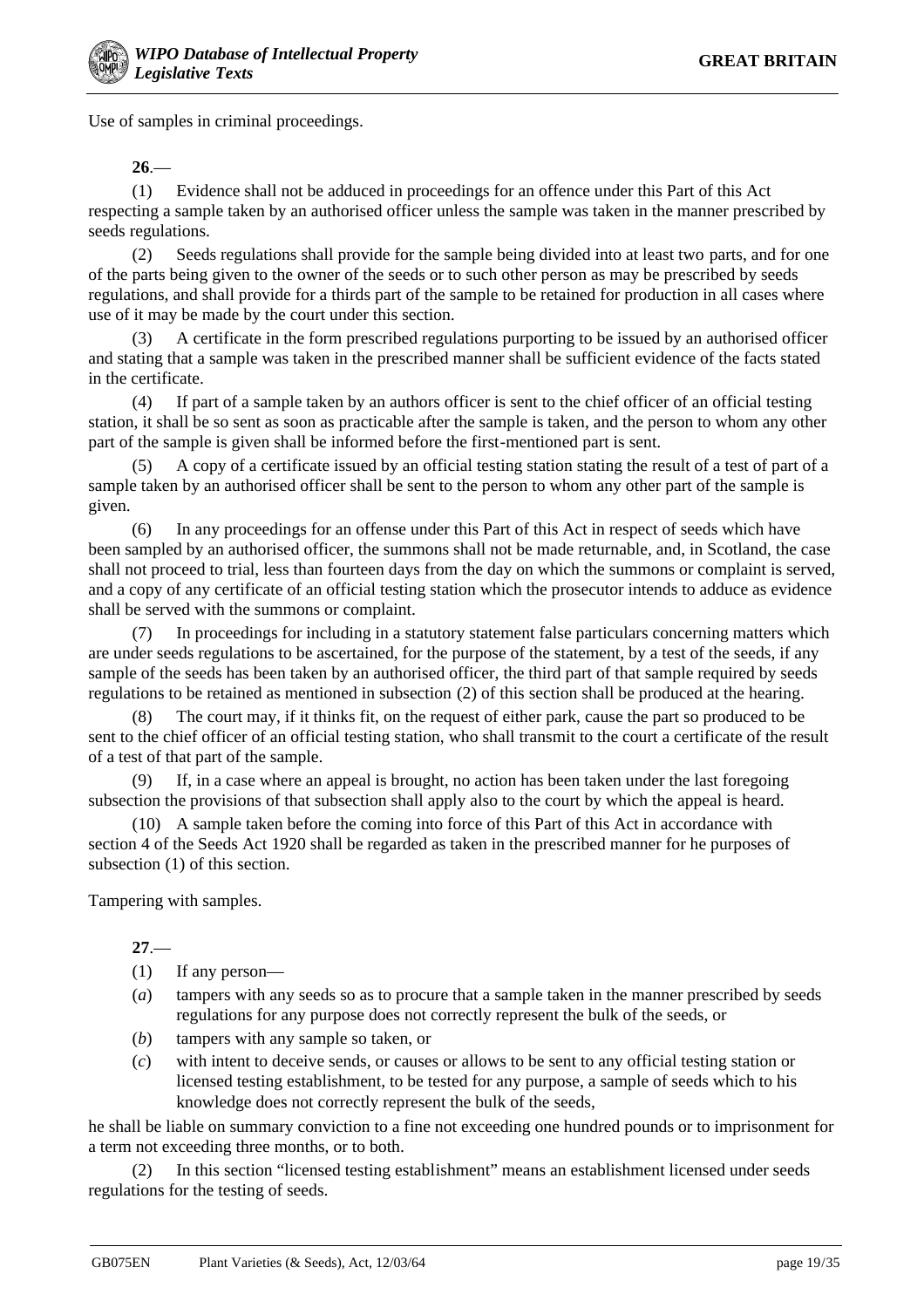Use of samples in criminal proceedings.

**26**.—

(1) Evidence shall not be adduced in proceedings for an offence under this Part of this Act respecting a sample taken by an authorised officer unless the sample was taken in the manner prescribed by seeds regulations.

(2) Seeds regulations shall provide for the sample being divided into at least two parts, and for one of the parts being given to the owner of the seeds or to such other person as may be prescribed by seeds regulations, and shall provide for a thirds part of the sample to be retained for production in all cases where use of it may be made by the court under this section.

(3) A certificate in the form prescribed regulations purporting to be issued by an authorised officer and stating that a sample was taken in the prescribed manner shall be sufficient evidence of the facts stated in the certificate.

(4) If part of a sample taken by an authors officer is sent to the chief officer of an official testing station, it shall be so sent as soon as practicable after the sample is taken, and the person to whom any other part of the sample is given shall be informed before the first-mentioned part is sent.

(5) A copy of a certificate issued by an official testing station stating the result of a test of part of a sample taken by an authorised officer shall be sent to the person to whom any other part of the sample is given.

(6) In any proceedings for an offense under this Part of this Act in respect of seeds which have been sampled by an authorised officer, the summons shall not be made returnable, and, in Scotland, the case shall not proceed to trial, less than fourteen days from the day on which the summons or complaint is served, and a copy of any certificate of an official testing station which the prosecutor intends to adduce as evidence shall be served with the summons or complaint.

(7) In proceedings for including in a statutory statement false particulars concerning matters which are under seeds regulations to be ascertained, for the purpose of the statement, by a test of the seeds, if any sample of the seeds has been taken by an authorised officer, the third part of that sample required by seeds regulations to be retained as mentioned in subsection (2) of this section shall be produced at the hearing.

(8) The court may, if it thinks fit, on the request of either park, cause the part so produced to be sent to the chief officer of an official testing station, who shall transmit to the court a certificate of the result of a test of that part of the sample.

(9) If, in a case where an appeal is brought, no action has been taken under the last foregoing subsection the provisions of that subsection shall apply also to the court by which the appeal is heard.

(10) A sample taken before the coming into force of this Part of this Act in accordance with section 4 of the Seeds Act 1920 shall be regarded as taken in the prescribed manner for he purposes of subsection (1) of this section.

Tampering with samples.

**27**.—

(1) If any person—

(*a*) tampers with any seeds so as to procure that a sample taken in the manner prescribed by seeds regulations for any purpose does not correctly represent the bulk of the seeds, or

(*b*) tampers with any sample so taken, or

(*c*) with intent to deceive sends, or causes or allows to be sent to any official testing station or licensed testing establishment, to be tested for any purpose, a sample of seeds which to his knowledge does not correctly represent the bulk of the seeds,

he shall be liable on summary conviction to a fine not exceeding one hundred pounds or to imprisonment for a term not exceeding three months, or to both.

(2) In this section "licensed testing establishment" means an establishment licensed under seeds regulations for the testing of seeds.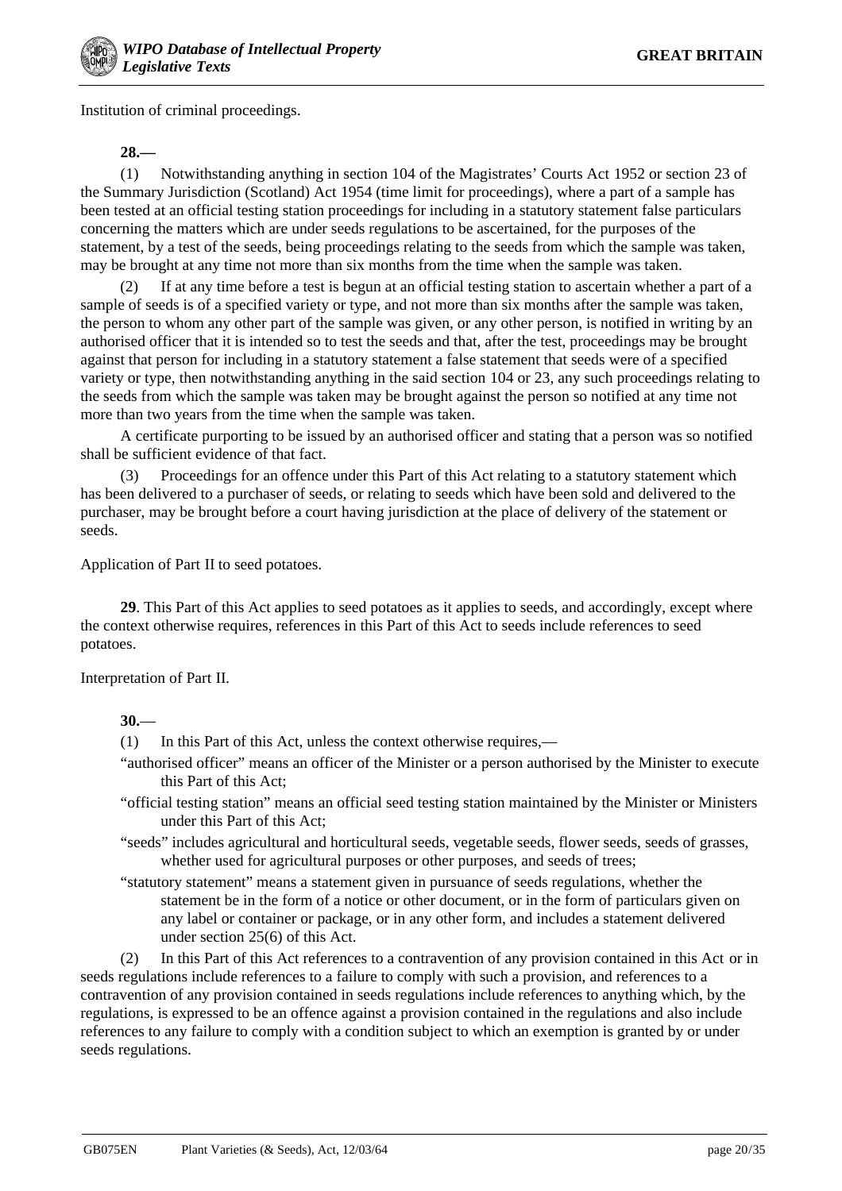Institution of criminal proceedings.

**28.—**

(1) Notwithstanding anything in section 104 of the Magistrates' Courts Act 1952 or section 23 of the Summary Jurisdiction (Scotland) Act 1954 (time limit for proceedings), where a part of a sample has been tested at an official testing station proceedings for including in a statutory statement false particulars concerning the matters which are under seeds regulations to be ascertained, for the purposes of the statement, by a test of the seeds, being proceedings relating to the seeds from which the sample was taken, may be brought at any time not more than six months from the time when the sample was taken.

(2) If at any time before a test is begun at an official testing station to ascertain whether a part of a sample of seeds is of a specified variety or type, and not more than six months after the sample was taken, the person to whom any other part of the sample was given, or any other person, is notified in writing by an authorised officer that it is intended so to test the seeds and that, after the test, proceedings may be brought against that person for including in a statutory statement a false statement that seeds were of a specified variety or type, then notwithstanding anything in the said section 104 or 23, any such proceedings relating to the seeds from which the sample was taken may be brought against the person so notified at any time not more than two years from the time when the sample was taken.

A certificate purporting to be issued by an authorised officer and stating that a person was so notified shall be sufficient evidence of that fact.

(3) Proceedings for an offence under this Part of this Act relating to a statutory statement which has been delivered to a purchaser of seeds, or relating to seeds which have been sold and delivered to the purchaser, may be brought before a court having jurisdiction at the place of delivery of the statement or seeds.

Application of Part II to seed potatoes.

**29**. This Part of this Act applies to seed potatoes as it applies to seeds, and accordingly, except where the context otherwise requires, references in this Part of this Act to seeds include references to seed potatoes.

Interpretation of Part II.

**30.**—

(1) In this Part of this Act, unless the context otherwise requires,—

"authorised officer" means an officer of the Minister or a person authorised by the Minister to execute this Part of this Act;

"official testing station" means an official seed testing station maintained by the Minister or Ministers under this Part of this Act;

"seeds" includes agricultural and horticultural seeds, vegetable seeds, flower seeds, seeds of grasses, whether used for agricultural purposes or other purposes, and seeds of trees;

"statutory statement" means a statement given in pursuance of seeds regulations, whether the statement be in the form of a notice or other document, or in the form of particulars given on any label or container or package, or in any other form, and includes a statement delivered under section 25(6) of this Act.

(2) In this Part of this Act references to a contravention of any provision contained in this Act or in seeds regulations include references to a failure to comply with such a provision, and references to a contravention of any provision contained in seeds regulations include references to anything which, by the regulations, is expressed to be an offence against a provision contained in the regulations and also include references to any failure to comply with a condition subject to which an exemption is granted by or under seeds regulations.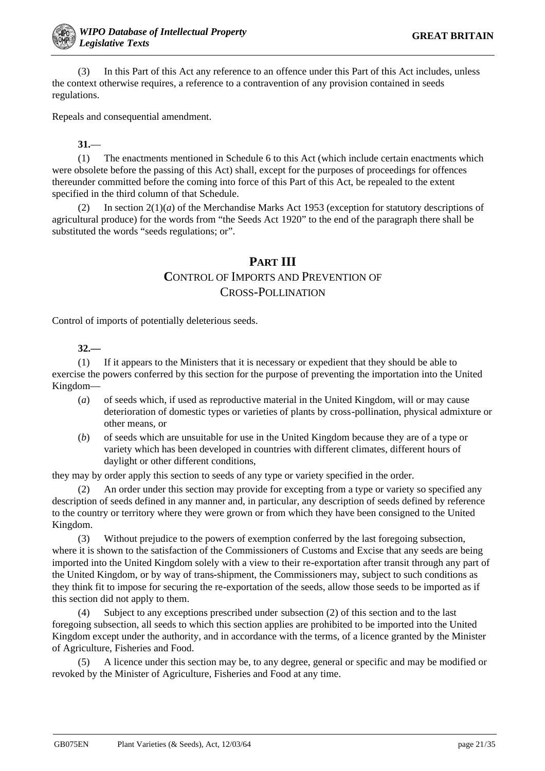(3) In this Part of this Act any reference to an offence under this Part of this Act includes, unless the context otherwise requires, a reference to a contravention of any provision contained in seeds regulations.

Repeals and consequential amendment.

**31.**—

(1) The enactments mentioned in Schedule 6 to this Act (which include certain enactments which were obsolete before the passing of this Act) shall, except for the purposes of proceedings for offences thereunder committed before the coming into force of this Part of this Act, be repealed to the extent specified in the third column of that Schedule.

(2) In section 2(1)(*a*) of the Merchandise Marks Act 1953 (exception for statutory descriptions of agricultural produce) for the words from "the Seeds Act 1920" to the end of the paragraph there shall be substituted the words "seeds regulations; or".

## PART III
## CONTROL OF IMPORTS AND PREVENTION OF CROSS-POLLINATION

Control of imports of potentially deleterious seeds.

**32.—**

(1) If it appears to the Ministers that it is necessary or expedient that they should be able to exercise the powers conferred by this section for the purpose of preventing the importation into the United Kingdom—

- (*a*) of seeds which, if used as reproductive material in the United Kingdom, will or may cause deterioration of domestic types or varieties of plants by cross-pollination, physical admixture or other means, or
- (*b*) of seeds which are unsuitable for use in the United Kingdom because they are of a type or variety which has been developed in countries with different climates, different hours of daylight or other different conditions,

they may by order apply this section to seeds of any type or variety specified in the order.

(2) An order under this section may provide for excepting from a type or variety so specified any description of seeds defined in any manner and, in particular, any description of seeds defined by reference to the country or territory where they were grown or from which they have been consigned to the United Kingdom.

(3) Without prejudice to the powers of exemption conferred by the last foregoing subsection, where it is shown to the satisfaction of the Commissioners of Customs and Excise that any seeds are being imported into the United Kingdom solely with a view to their re-exportation after transit through any part of the United Kingdom, or by way of trans-shipment, the Commissioners may, subject to such conditions as they think fit to impose for securing the re-exportation of the seeds, allow those seeds to be imported as if this section did not apply to them.

(4) Subject to any exceptions prescribed under subsection (2) of this section and to the last foregoing subsection, all seeds to which this section applies are prohibited to be imported into the United Kingdom except under the authority, and in accordance with the terms, of a licence granted by the Minister of Agriculture, Fisheries and Food.

(5) A licence under this section may be, to any degree, general or specific and may be modified or revoked by the Minister of Agriculture, Fisheries and Food at any time.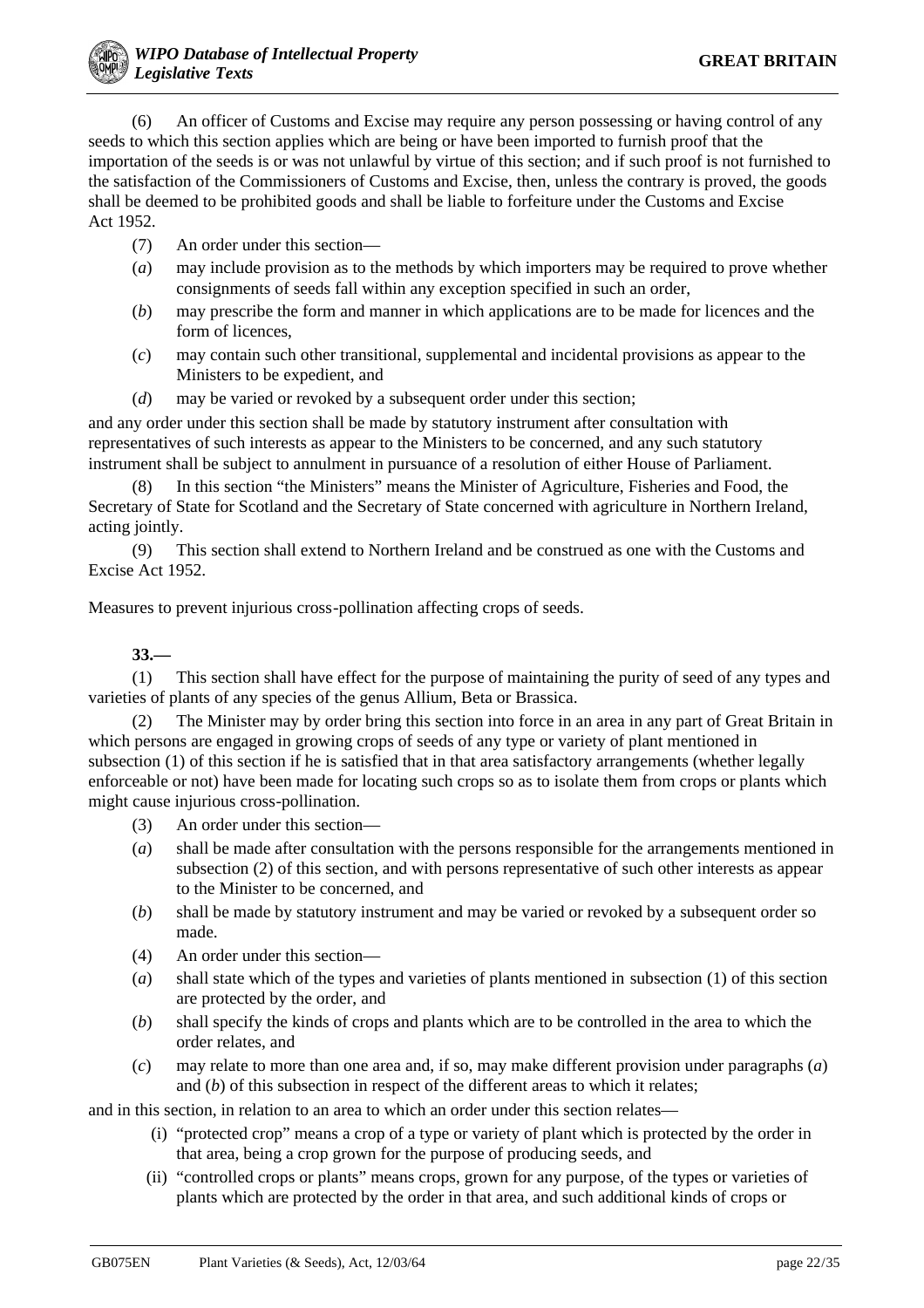(6) An officer of Customs and Excise may require any person possessing or having control of any seeds to which this section applies which are being or have been imported to furnish proof that the importation of the seeds is or was not unlawful by virtue of this section; and if such proof is not furnished to the satisfaction of the Commissioners of Customs and Excise, then, unless the contrary is proved, the goods shall be deemed to be prohibited goods and shall be liable to forfeiture under the Customs and Excise Act 1952.

(7) An order under this section—

(*a*) may include provision as to the methods by which importers may be required to prove whether consignments of seeds fall within any exception specified in such an order,

(*b*) may prescribe the form and manner in which applications are to be made for licences and the form of licences,

(*c*) may contain such other transitional, supplemental and incidental provisions as appear to the Ministers to be expedient, and

(*d*) may be varied or revoked by a subsequent order under this section;

and any order under this section shall be made by statutory instrument after consultation with representatives of such interests as appear to the Ministers to be concerned, and any such statutory instrument shall be subject to annulment in pursuance of a resolution of either House of Parliament.

(8) In this section "the Ministers" means the Minister of Agriculture, Fisheries and Food, the Secretary of State for Scotland and the Secretary of State concerned with agriculture in Northern Ireland, acting jointly.

(9) This section shall extend to Northern Ireland and be construed as one with the Customs and Excise Act 1952.

Measures to prevent injurious cross-pollination affecting crops of seeds.

**33.—**

(1) This section shall have effect for the purpose of maintaining the purity of seed of any types and varieties of plants of any species of the genus Allium, Beta or Brassica.

(2) The Minister may by order bring this section into force in an area in any part of Great Britain in which persons are engaged in growing crops of seeds of any type or variety of plant mentioned in subsection (1) of this section if he is satisfied that in that area satisfactory arrangements (whether legally enforceable or not) have been made for locating such crops so as to isolate them from crops or plants which might cause injurious cross-pollination.

(3) An order under this section—

(*a*) shall be made after consultation with the persons responsible for the arrangements mentioned in subsection (2) of this section, and with persons representative of such other interests as appear to the Minister to be concerned, and

(*b*) shall be made by statutory instrument and may be varied or revoked by a subsequent order so made.

(4) An order under this section—

(*a*) shall state which of the types and varieties of plants mentioned in subsection (1) of this section are protected by the order, and

(*b*) shall specify the kinds of crops and plants which are to be controlled in the area to which the order relates, and

(*c*) may relate to more than one area and, if so, may make different provision under paragraphs (*a*) and (*b*) of this subsection in respect of the different areas to which it relates;

and in this section, in relation to an area to which an order under this section relates—

(i) "protected crop" means a crop of a type or variety of plant which is protected by the order in that area, being a crop grown for the purpose of producing seeds, and

(ii) "controlled crops or plants" means crops, grown for any purpose, of the types or varieties of plants which are protected by the order in that area, and such additional kinds of crops or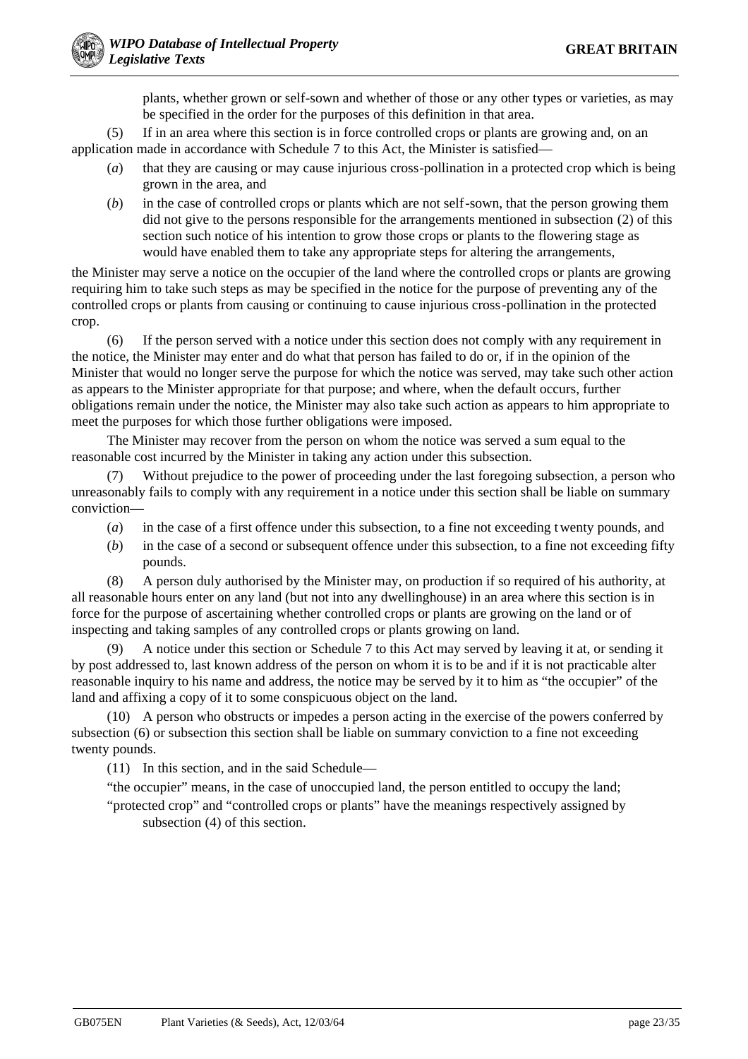plants, whether grown or self-sown and whether of those or any other types or varieties, as may be specified in the order for the purposes of this definition in that area.

(5) If in an area where this section is in force controlled crops or plants are growing and, on an application made in accordance with Schedule 7 to this Act, the Minister is satisfied—

(*a*) that they are causing or may cause injurious cross-pollination in a protected crop which is being grown in the area, and

(*b*) in the case of controlled crops or plants which are not self-sown, that the person growing them did not give to the persons responsible for the arrangements mentioned in subsection (2) of this section such notice of his intention to grow those crops or plants to the flowering stage as would have enabled them to take any appropriate steps for altering the arrangements,

the Minister may serve a notice on the occupier of the land where the controlled crops or plants are growing requiring him to take such steps as may be specified in the notice for the purpose of preventing any of the controlled crops or plants from causing or continuing to cause injurious cross-pollination in the protected crop.

(6) If the person served with a notice under this section does not comply with any requirement in the notice, the Minister may enter and do what that person has failed to do or, if in the opinion of the Minister that would no longer serve the purpose for which the notice was served, may take such other action as appears to the Minister appropriate for that purpose; and where, when the default occurs, further obligations remain under the notice, the Minister may also take such action as appears to him appropriate to meet the purposes for which those further obligations were imposed.

The Minister may recover from the person on whom the notice was served a sum equal to the reasonable cost incurred by the Minister in taking any action under this subsection.

(7) Without prejudice to the power of proceeding under the last foregoing subsection, a person who unreasonably fails to comply with any requirement in a notice under this section shall be liable on summary conviction—

(*a*) in the case of a first offence under this subsection, to a fine not exceeding twenty pounds, and

(*b*) in the case of a second or subsequent offence under this subsection, to a fine not exceeding fifty pounds.

(8) A person duly authorised by the Minister may, on production if so required of his authority, at all reasonable hours enter on any land (but not into any dwellinghouse) in an area where this section is in force for the purpose of ascertaining whether controlled crops or plants are growing on the land or of inspecting and taking samples of any controlled crops or plants growing on land.

(9) A notice under this section or Schedule 7 to this Act may served by leaving it at, or sending it by post addressed to, last known address of the person on whom it is to be and if it is not practicable alter reasonable inquiry to his name and address, the notice may be served by it to him as "the occupier" of the land and affixing a copy of it to some conspicuous object on the land.

(10) A person who obstructs or impedes a person acting in the exercise of the powers conferred by subsection (6) or subsection this section shall be liable on summary conviction to a fine not exceeding twenty pounds.

(11) In this section, and in the said Schedule—

"the occupier" means, in the case of unoccupied land, the person entitled to occupy the land;

"protected crop" and "controlled crops or plants" have the meanings respectively assigned by subsection (4) of this section.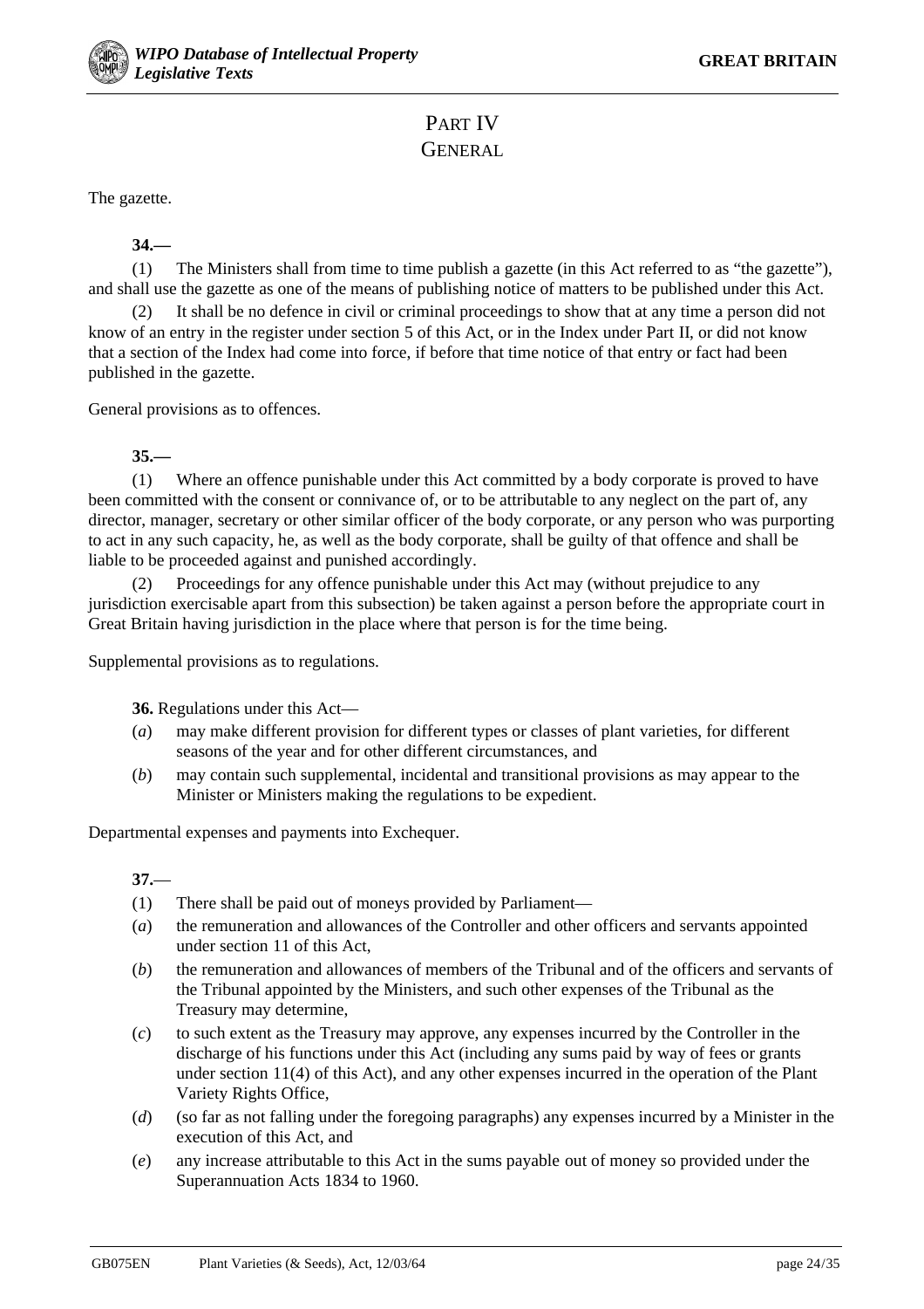# PART IV
## GENERAL

The gazette.

**34.—**

(1) The Ministers shall from time to time publish a gazette (in this Act referred to as "the gazette"), and shall use the gazette as one of the means of publishing notice of matters to be published under this Act.

(2) It shall be no defence in civil or criminal proceedings to show that at any time a person did not know of an entry in the register under section 5 of this Act, or in the Index under Part II, or did not know that a section of the Index had come into force, if before that time notice of that entry or fact had been published in the gazette.

General provisions as to offences.

**35.—**

(1) Where an offence punishable under this Act committed by a body corporate is proved to have been committed with the consent or connivance of, or to be attributable to any neglect on the part of, any director, manager, secretary or other similar officer of the body corporate, or any person who was purporting to act in any such capacity, he, as well as the body corporate, shall be guilty of that offence and shall be liable to be proceeded against and punished accordingly.

(2) Proceedings for any offence punishable under this Act may (without prejudice to any jurisdiction exercisable apart from this subsection) be taken against a person before the appropriate court in Great Britain having jurisdiction in the place where that person is for the time being.

Supplemental provisions as to regulations.

**36.** Regulations under this Act—

(*a*) may make different provision for different types or classes of plant varieties, for different seasons of the year and for other different circumstances, and

(*b*) may contain such supplemental, incidental and transitional provisions as may appear to the Minister or Ministers making the regulations to be expedient.

Departmental expenses and payments into Exchequer.

**37.**—

(1) There shall be paid out of moneys provided by Parliament—

(*a*) the remuneration and allowances of the Controller and other officers and servants appointed under section 11 of this Act,

(*b*) the remuneration and allowances of members of the Tribunal and of the officers and servants of the Tribunal appointed by the Ministers, and such other expenses of the Tribunal as the Treasury may determine,

(*c*) to such extent as the Treasury may approve, any expenses incurred by the Controller in the discharge of his functions under this Act (including any sums paid by way of fees or grants under section 11(4) of this Act), and any other expenses incurred in the operation of the Plant Variety Rights Office,

(*d*) (so far as not falling under the foregoing paragraphs) any expenses incurred by a Minister in the execution of this Act, and

(*e*) any increase attributable to this Act in the sums payable out of money so provided under the Superannuation Acts 1834 to 1960.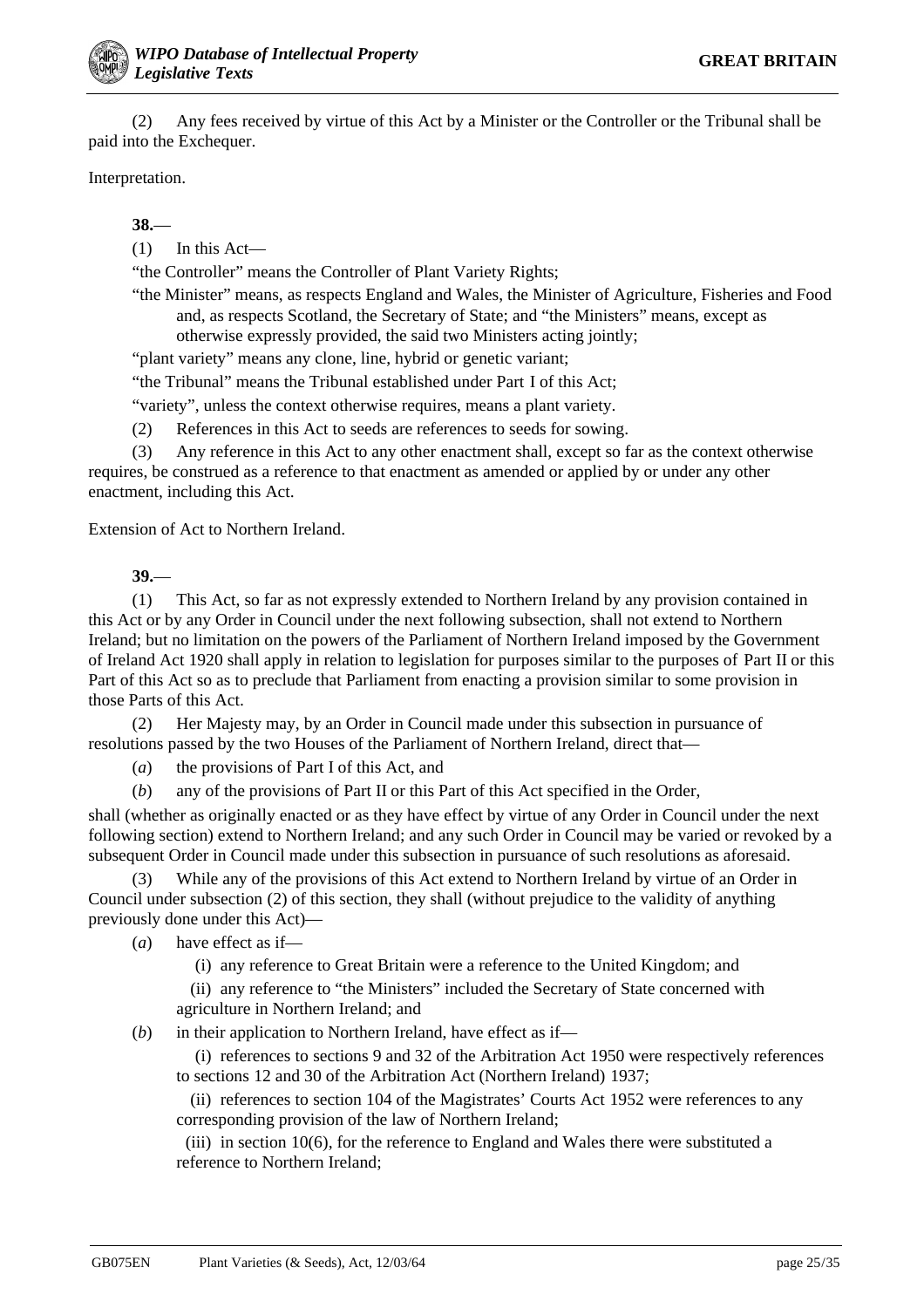(2) Any fees received by virtue of this Act by a Minister or the Controller or the Tribunal shall be paid into the Exchequer.

Interpretation.

**38.**—

(1) In this Act—

"the Controller" means the Controller of Plant Variety Rights;

"the Minister" means, as respects England and Wales, the Minister of Agriculture, Fisheries and Food and, as respects Scotland, the Secretary of State; and "the Ministers" means, except as otherwise expressly provided, the said two Ministers acting jointly;

"plant variety" means any clone, line, hybrid or genetic variant;

"the Tribunal" means the Tribunal established under Part I of this Act;

"variety", unless the context otherwise requires, means a plant variety.

(2) References in this Act to seeds are references to seeds for sowing.

(3) Any reference in this Act to any other enactment shall, except so far as the context otherwise requires, be construed as a reference to that enactment as amended or applied by or under any other enactment, including this Act.

Extension of Act to Northern Ireland.

**39.**—

(1) This Act, so far as not expressly extended to Northern Ireland by any provision contained in this Act or by any Order in Council under the next following subsection, shall not extend to Northern Ireland; but no limitation on the powers of the Parliament of Northern Ireland imposed by the Government of Ireland Act 1920 shall apply in relation to legislation for purposes similar to the purposes of Part II or this Part of this Act so as to preclude that Parliament from enacting a provision similar to some provision in those Parts of this Act.

(2) Her Majesty may, by an Order in Council made under this subsection in pursuance of resolutions passed by the two Houses of the Parliament of Northern Ireland, direct that—

(*a*) the provisions of Part I of this Act, and

(*b*) any of the provisions of Part II or this Part of this Act specified in the Order,

shall (whether as originally enacted or as they have effect by virtue of any Order in Council under the next following section) extend to Northern Ireland; and any such Order in Council may be varied or revoked by a subsequent Order in Council made under this subsection in pursuance of such resolutions as aforesaid.

(3) While any of the provisions of this Act extend to Northern Ireland by virtue of an Order in Council under subsection (2) of this section, they shall (without prejudice to the validity of anything previously done under this Act)—

(*a*) have effect as if—

(i) any reference to Great Britain were a reference to the United Kingdom; and

(ii) any reference to "the Ministers" included the Secretary of State concerned with agriculture in Northern Ireland; and

(*b*) in their application to Northern Ireland, have effect as if—

(i) references to sections 9 and 32 of the Arbitration Act 1950 were respectively references to sections 12 and 30 of the Arbitration Act (Northern Ireland) 1937;

(ii) references to section 104 of the Magistrates' Courts Act 1952 were references to any corresponding provision of the law of Northern Ireland;

(iii) in section 10(6), for the reference to England and Wales there were substituted a reference to Northern Ireland;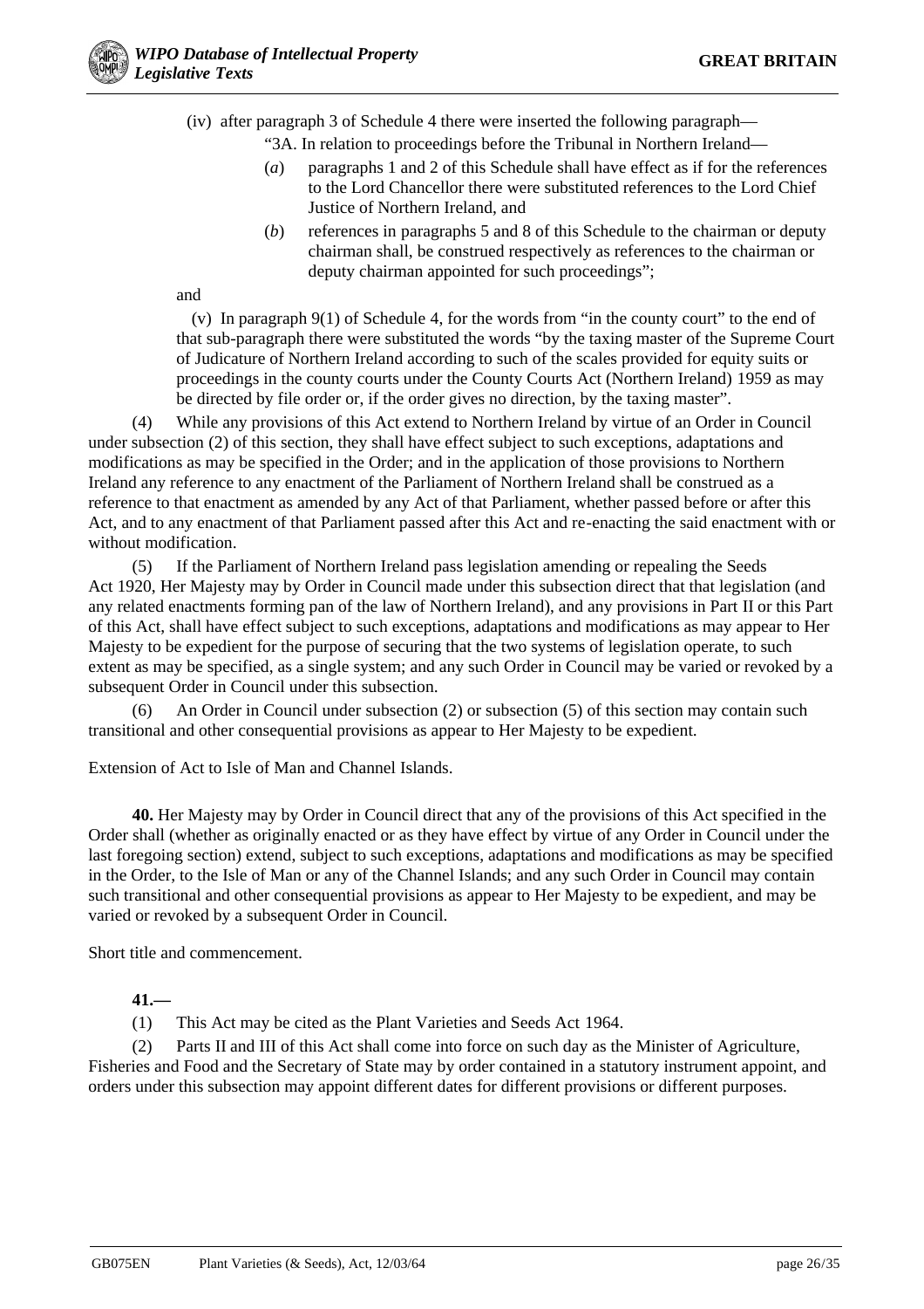(iv) after paragraph 3 of Schedule 4 there were inserted the following paragraph—

"3A. In relation to proceedings before the Tribunal in Northern Ireland—

(*a*) paragraphs 1 and 2 of this Schedule shall have effect as if for the references to the Lord Chancellor there were substituted references to the Lord Chief Justice of Northern Ireland, and

(*b*) references in paragraphs 5 and 8 of this Schedule to the chairman or deputy chairman shall, be construed respectively as references to the chairman or deputy chairman appointed for such proceedings";

and

(v) In paragraph 9(1) of Schedule 4, for the words from "in the county court" to the end of that sub-paragraph there were substituted the words "by the taxing master of the Supreme Court of Judicature of Northern Ireland according to such of the scales provided for equity suits or proceedings in the county courts under the County Courts Act (Northern Ireland) 1959 as may be directed by file order or, if the order gives no direction, by the taxing master".

(4) While any provisions of this Act extend to Northern Ireland by virtue of an Order in Council under subsection (2) of this section, they shall have effect subject to such exceptions, adaptations and modifications as may be specified in the Order; and in the application of those provisions to Northern Ireland any reference to any enactment of the Parliament of Northern Ireland shall be construed as a reference to that enactment as amended by any Act of that Parliament, whether passed before or after this Act, and to any enactment of that Parliament passed after this Act and re-enacting the said enactment with or without modification.

(5) If the Parliament of Northern Ireland pass legislation amending or repealing the Seeds Act 1920, Her Majesty may by Order in Council made under this subsection direct that that legislation (and any related enactments forming pan of the law of Northern Ireland), and any provisions in Part II or this Part of this Act, shall have effect subject to such exceptions, adaptations and modifications as may appear to Her Majesty to be expedient for the purpose of securing that the two systems of legislation operate, to such extent as may be specified, as a single system; and any such Order in Council may be varied or revoked by a subsequent Order in Council under this subsection.

(6) An Order in Council under subsection (2) or subsection (5) of this section may contain such transitional and other consequential provisions as appear to Her Majesty to be expedient.

Extension of Act to Isle of Man and Channel Islands.

**40.** Her Majesty may by Order in Council direct that any of the provisions of this Act specified in the Order shall (whether as originally enacted or as they have effect by virtue of any Order in Council under the last foregoing section) extend, subject to such exceptions, adaptations and modifications as may be specified in the Order, to the Isle of Man or any of the Channel Islands; and any such Order in Council may contain such transitional and other consequential provisions as appear to Her Majesty to be expedient, and may be varied or revoked by a subsequent Order in Council.

Short title and commencement.

**41.—**

(1) This Act may be cited as the Plant Varieties and Seeds Act 1964.

(2) Parts II and III of this Act shall come into force on such day as the Minister of Agriculture, Fisheries and Food and the Secretary of State may by order contained in a statutory instrument appoint, and orders under this subsection may appoint different dates for different provisions or different purposes.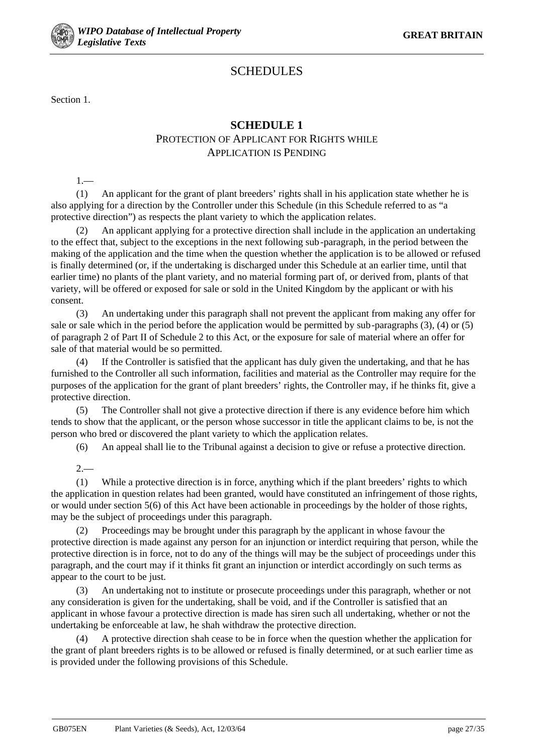# SCHEDULES

Section 1.

## SCHEDULE 1

### PROTECTION OF APPLICANT FOR RIGHTS WHILE APPLICATION IS PENDING

1.—

(1) An applicant for the grant of plant breeders' rights shall in his application state whether he is also applying for a direction by the Controller under this Schedule (in this Schedule referred to as "a protective direction") as respects the plant variety to which the application relates.

(2) An applicant applying for a protective direction shall include in the application an undertaking to the effect that, subject to the exceptions in the next following sub-paragraph, in the period between the making of the application and the time when the question whether the application is to be allowed or refused is finally determined (or, if the undertaking is discharged under this Schedule at an earlier time, until that earlier time) no plants of the plant variety, and no material forming part of, or derived from, plants of that variety, will be offered or exposed for sale or sold in the United Kingdom by the applicant or with his consent.

(3) An undertaking under this paragraph shall not prevent the applicant from making any offer for sale or sale which in the period before the application would be permitted by sub-paragraphs (3), (4) or (5) of paragraph 2 of Part II of Schedule 2 to this Act, or the exposure for sale of material where an offer for sale of that material would be so permitted.

(4) If the Controller is satisfied that the applicant has duly given the undertaking, and that he has furnished to the Controller all such information, facilities and material as the Controller may require for the purposes of the application for the grant of plant breeders' rights, the Controller may, if he thinks fit, give a protective direction.

(5) The Controller shall not give a protective direction if there is any evidence before him which tends to show that the applicant, or the person whose successor in title the applicant claims to be, is not the person who bred or discovered the plant variety to which the application relates.

(6) An appeal shall lie to the Tribunal against a decision to give or refuse a protective direction.

2.—

(1) While a protective direction is in force, anything which if the plant breeders' rights to which the application in question relates had been granted, would have constituted an infringement of those rights, or would under section 5(6) of this Act have been actionable in proceedings by the holder of those rights, may be the subject of proceedings under this paragraph.

(2) Proceedings may be brought under this paragraph by the applicant in whose favour the protective direction is made against any person for an injunction or interdict requiring that person, while the protective direction is in force, not to do any of the things will may be the subject of proceedings under this paragraph, and the court may if it thinks fit grant an injunction or interdict accordingly on such terms as appear to the court to be just.

(3) An undertaking not to institute or prosecute proceedings under this paragraph, whether or not any consideration is given for the undertaking, shall be void, and if the Controller is satisfied that an applicant in whose favour a protective direction is made has siren such all undertaking, whether or not the undertaking be enforceable at law, he shah withdraw the protective direction.

(4) A protective direction shah cease to be in force when the question whether the application for the grant of plant breeders rights is to be allowed or refused is finally determined, or at such earlier time as is provided under the following provisions of this Schedule.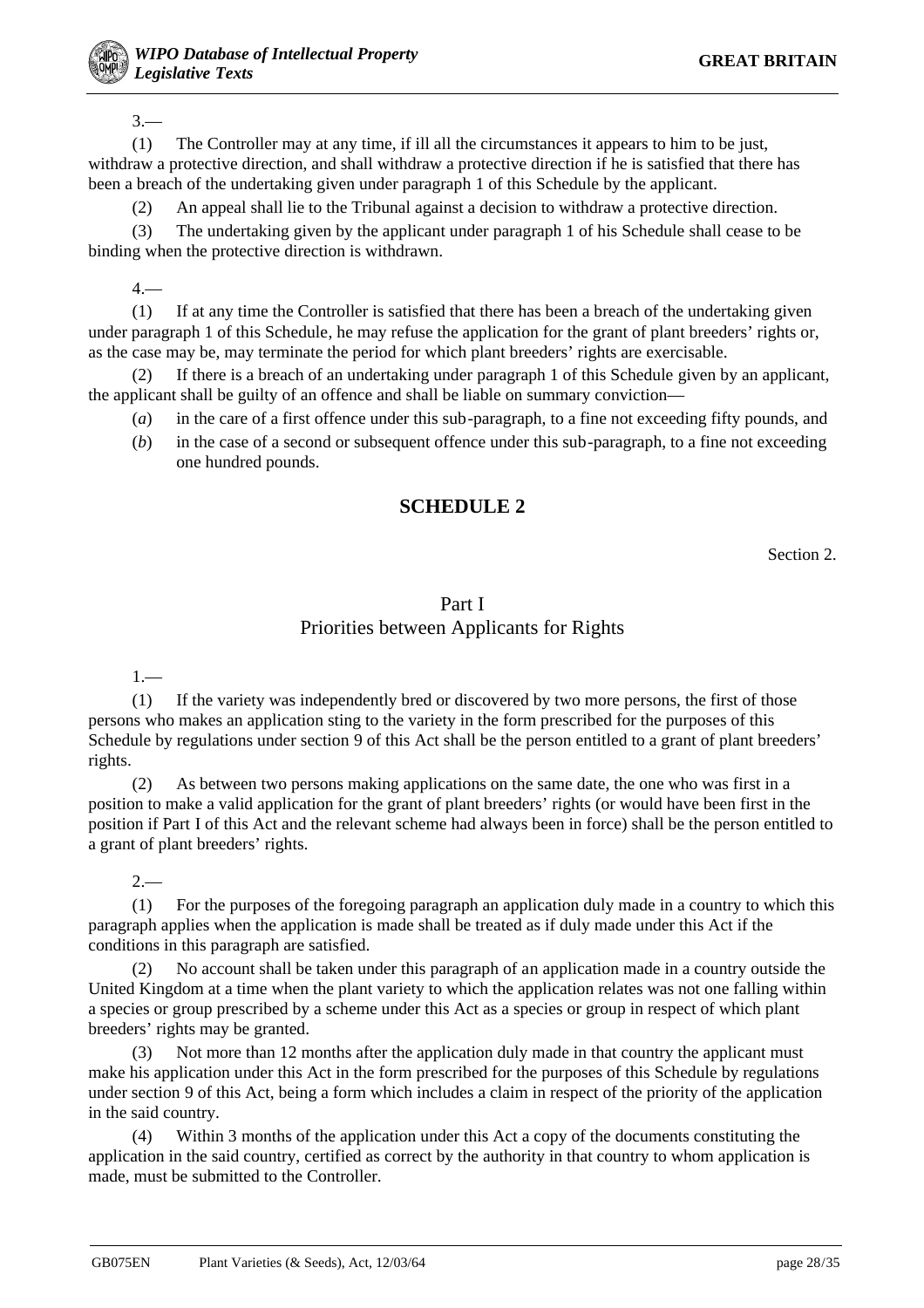3.—

(1) The Controller may at any time, if ill all the circumstances it appears to him to be just, withdraw a protective direction, and shall withdraw a protective direction if he is satisfied that there has been a breach of the undertaking given under paragraph 1 of this Schedule by the applicant.

(2) An appeal shall lie to the Tribunal against a decision to withdraw a protective direction.

(3) The undertaking given by the applicant under paragraph 1 of his Schedule shall cease to be binding when the protective direction is withdrawn.

4.—

(1) If at any time the Controller is satisfied that there has been a breach of the undertaking given under paragraph 1 of this Schedule, he may refuse the application for the grant of plant breeders' rights or, as the case may be, may terminate the period for which plant breeders' rights are exercisable.

(2) If there is a breach of an undertaking under paragraph 1 of this Schedule given by an applicant, the applicant shall be guilty of an offence and shall be liable on summary conviction—

(*a*) in the care of a first offence under this sub-paragraph, to a fine not exceeding fifty pounds, and

(*b*) in the case of a second or subsequent offence under this sub-paragraph, to a fine not exceeding one hundred pounds.

## SCHEDULE 2

Section 2.

### Part I
### Priorities between Applicants for Rights

1.—

(1) If the variety was independently bred or discovered by two more persons, the first of those persons who makes an application sting to the variety in the form prescribed for the purposes of this Schedule by regulations under section 9 of this Act shall be the person entitled to a grant of plant breeders' rights.

(2) As between two persons making applications on the same date, the one who was first in a position to make a valid application for the grant of plant breeders' rights (or would have been first in the position if Part I of this Act and the relevant scheme had always been in force) shall be the person entitled to a grant of plant breeders' rights.

2.—

(1) For the purposes of the foregoing paragraph an application duly made in a country to which this paragraph applies when the application is made shall be treated as if duly made under this Act if the conditions in this paragraph are satisfied.

(2) No account shall be taken under this paragraph of an application made in a country outside the United Kingdom at a time when the plant variety to which the application relates was not one falling within a species or group prescribed by a scheme under this Act as a species or group in respect of which plant breeders' rights may be granted.

(3) Not more than 12 months after the application duly made in that country the applicant must make his application under this Act in the form prescribed for the purposes of this Schedule by regulations under section 9 of this Act, being a form which includes a claim in respect of the priority of the application in the said country.

(4) Within 3 months of the application under this Act a copy of the documents constituting the application in the said country, certified as correct by the authority in that country to whom application is made, must be submitted to the Controller.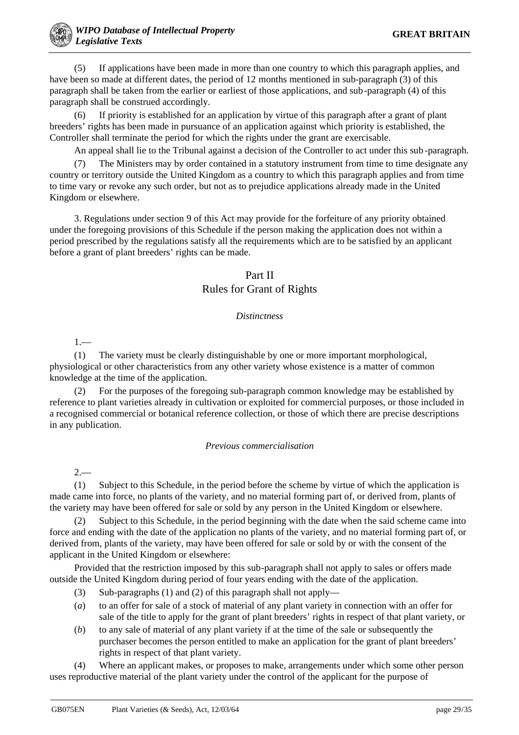(5) If applications have been made in more than one country to which this paragraph applies, and have been so made at different dates, the period of 12 months mentioned in sub-paragraph (3) of this paragraph shall be taken from the earlier or earliest of those applications, and sub-paragraph (4) of this paragraph shall be construed accordingly.

(6) If priority is established for an application by virtue of this paragraph after a grant of plant breeders' rights has been made in pursuance of an application against which priority is established, the Controller shall terminate the period for which the rights under the grant are exercisable.

An appeal shall lie to the Tribunal against a decision of the Controller to act under this sub-paragraph.

(7) The Ministers may by order contained in a statutory instrument from time to time designate any country or territory outside the United Kingdom as a country to which this paragraph applies and from time to time vary or revoke any such order, but not as to prejudice applications already made in the United Kingdom or elsewhere.

3. Regulations under section 9 of this Act may provide for the forfeiture of any priority obtained under the foregoing provisions of this Schedule if the person making the application does not within a period prescribed by the regulations satisfy all the requirements which are to be satisfied by an applicant before a grant of plant breeders' rights can be made.

## Part II
## Rules for Grant of Rights

*Distinctness*

1.—

(1) The variety must be clearly distinguishable by one or more important morphological, physiological or other characteristics from any other variety whose existence is a matter of common knowledge at the time of the application.

(2) For the purposes of the foregoing sub-paragraph common knowledge may be established by reference to plant varieties already in cultivation or exploited for commercial purposes, or those included in a recognised commercial or botanical reference collection, or those of which there are precise descriptions in any publication.

*Previous commercialisation*

2.—

(1) Subject to this Schedule, in the period before the scheme by virtue of which the application is made came into force, no plants of the variety, and no material forming part of, or derived from, plants of the variety may have been offered for sale or sold by any person in the United Kingdom or elsewhere.

(2) Subject to this Schedule, in the period beginning with the date when the said scheme came into force and ending with the date of the application no plants of the variety, and no material forming part of, or derived from, plants of the variety, may have been offered for sale or sold by or with the consent of the applicant in the United Kingdom or elsewhere:

Provided that the restriction imposed by this sub-paragraph shall not apply to sales or offers made outside the United Kingdom during period of four years ending with the date of the application.

(3) Sub-paragraphs (1) and (2) of this paragraph shall not apply—

(*a*) to an offer for sale of a stock of material of any plant variety in connection with an offer for sale of the title to apply for the grant of plant breeders' rights in respect of that plant variety, or

(*b*) to any sale of material of any plant variety if at the time of the sale or subsequently the purchaser becomes the person entitled to make an application for the grant of plant breeders' rights in respect of that plant variety.

(4) Where an applicant makes, or proposes to make, arrangements under which some other person uses reproductive material of the plant variety under the control of the applicant for the purpose of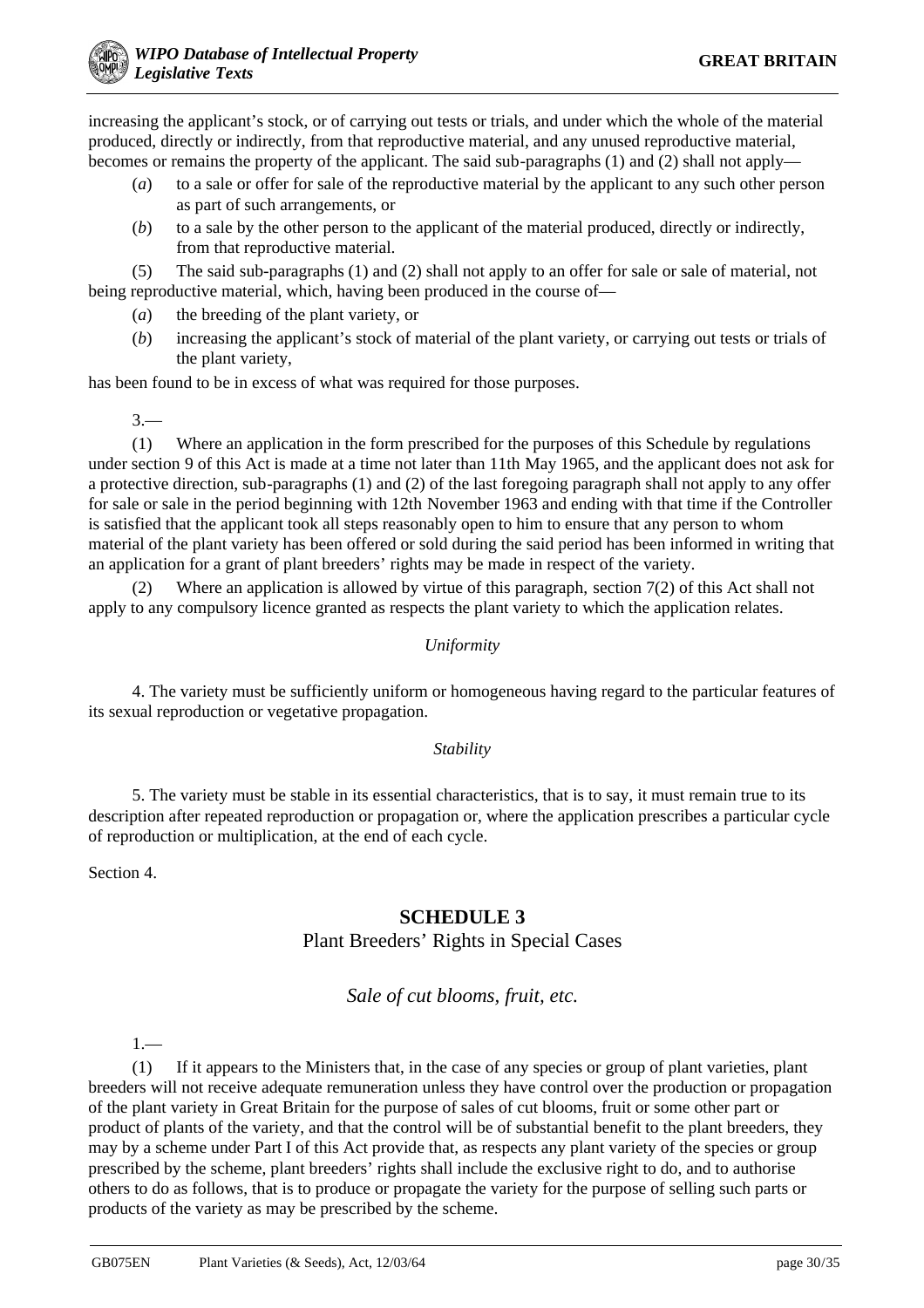increasing the applicant's stock, or of carrying out tests or trials, and under which the whole of the material produced, directly or indirectly, from that reproductive material, and any unused reproductive material, becomes or remains the property of the applicant. The said sub-paragraphs (1) and (2) shall not apply—

(*a*) to a sale or offer for sale of the reproductive material by the applicant to any such other person as part of such arrangements, or

(*b*) to a sale by the other person to the applicant of the material produced, directly or indirectly, from that reproductive material.

(5) The said sub-paragraphs (1) and (2) shall not apply to an offer for sale or sale of material, not being reproductive material, which, having been produced in the course of—

(*a*) the breeding of the plant variety, or

(*b*) increasing the applicant's stock of material of the plant variety, or carrying out tests or trials of the plant variety,

has been found to be in excess of what was required for those purposes.

3.—

(1) Where an application in the form prescribed for the purposes of this Schedule by regulations under section 9 of this Act is made at a time not later than 11th May 1965, and the applicant does not ask for a protective direction, sub-paragraphs (1) and (2) of the last foregoing paragraph shall not apply to any offer for sale or sale in the period beginning with 12th November 1963 and ending with that time if the Controller is satisfied that the applicant took all steps reasonably open to him to ensure that any person to whom material of the plant variety has been offered or sold during the said period has been informed in writing that an application for a grant of plant breeders' rights may be made in respect of the variety.

(2) Where an application is allowed by virtue of this paragraph, section 7(2) of this Act shall not apply to any compulsory licence granted as respects the plant variety to which the application relates.

*Uniformity*

4. The variety must be sufficiently uniform or homogeneous having regard to the particular features of its sexual reproduction or vegetative propagation.

*Stability*

5. The variety must be stable in its essential characteristics, that is to say, it must remain true to its description after repeated reproduction or propagation or, where the application prescribes a particular cycle of reproduction or multiplication, at the end of each cycle.

Section 4.

## SCHEDULE 3

Plant Breeders' Rights in Special Cases

### *Sale of cut blooms, fruit, etc.*

1.—

(1) If it appears to the Ministers that, in the case of any species or group of plant varieties, plant breeders will not receive adequate remuneration unless they have control over the production or propagation of the plant variety in Great Britain for the purpose of sales of cut blooms, fruit or some other part or product of plants of the variety, and that the control will be of substantial benefit to the plant breeders, they may by a scheme under Part I of this Act provide that, as respects any plant variety of the species or group prescribed by the scheme, plant breeders' rights shall include the exclusive right to do, and to authorise others to do as follows, that is to produce or propagate the variety for the purpose of selling such parts or products of the variety as may be prescribed by the scheme.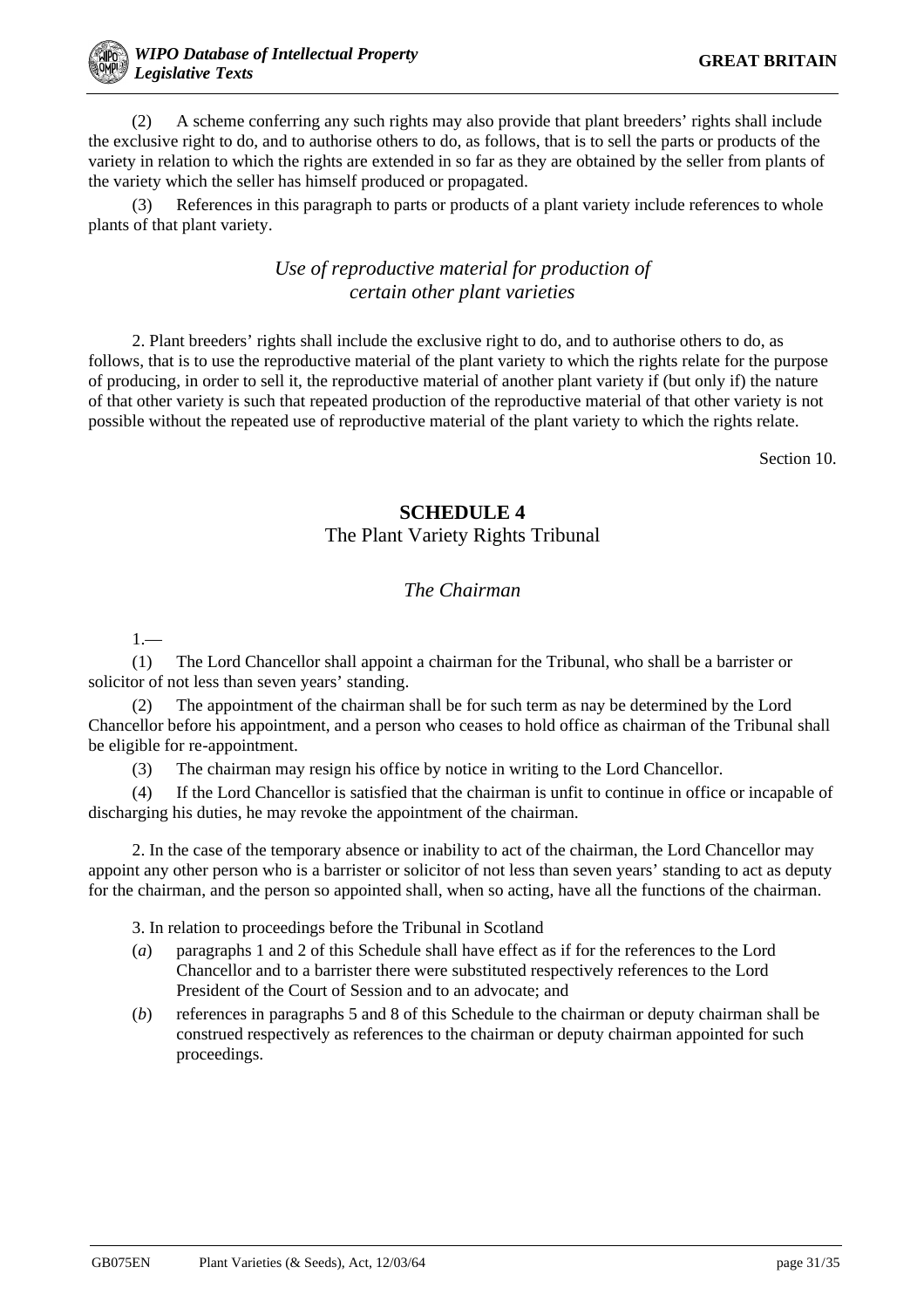(2) A scheme conferring any such rights may also provide that plant breeders' rights shall include the exclusive right to do, and to authorise others to do, as follows, that is to sell the parts or products of the variety in relation to which the rights are extended in so far as they are obtained by the seller from plants of the variety which the seller has himself produced or propagated.

(3) References in this paragraph to parts or products of a plant variety include references to whole plants of that plant variety.

*Use of reproductive material for production of certain other plant varieties*

2. Plant breeders' rights shall include the exclusive right to do, and to authorise others to do, as follows, that is to use the reproductive material of the plant variety to which the rights relate for the purpose of producing, in order to sell it, the reproductive material of another plant variety if (but only if) the nature of that other variety is such that repeated production of the reproductive material of that other variety is not possible without the repeated use of reproductive material of the plant variety to which the rights relate.

Section 10.

## SCHEDULE 4

The Plant Variety Rights Tribunal

*The Chairman*

1.—

(1) The Lord Chancellor shall appoint a chairman for the Tribunal, who shall be a barrister or solicitor of not less than seven years' standing.

(2) The appointment of the chairman shall be for such term as nay be determined by the Lord Chancellor before his appointment, and a person who ceases to hold office as chairman of the Tribunal shall be eligible for re-appointment.

(3) The chairman may resign his office by notice in writing to the Lord Chancellor.

(4) If the Lord Chancellor is satisfied that the chairman is unfit to continue in office or incapable of discharging his duties, he may revoke the appointment of the chairman.

2. In the case of the temporary absence or inability to act of the chairman, the Lord Chancellor may appoint any other person who is a barrister or solicitor of not less than seven years' standing to act as deputy for the chairman, and the person so appointed shall, when so acting, have all the functions of the chairman.

3. In relation to proceedings before the Tribunal in Scotland

(*a*) paragraphs 1 and 2 of this Schedule shall have effect as if for the references to the Lord Chancellor and to a barrister there were substituted respectively references to the Lord President of the Court of Session and to an advocate; and

(*b*) references in paragraphs 5 and 8 of this Schedule to the chairman or deputy chairman shall be construed respectively as references to the chairman or deputy chairman appointed for such proceedings.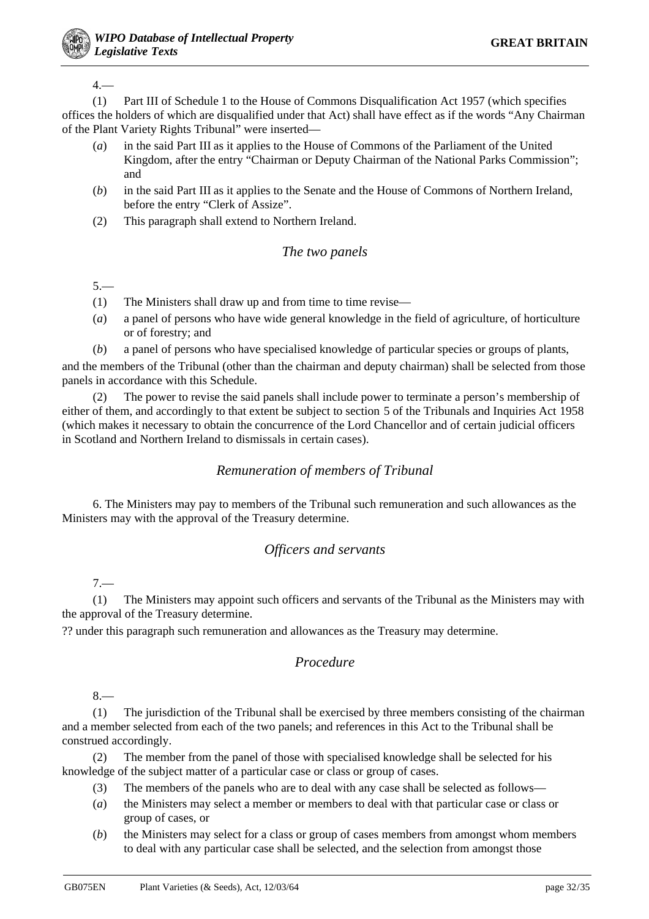4.—

(1) Part III of Schedule 1 to the House of Commons Disqualification Act 1957 (which specifies offices the holders of which are disqualified under that Act) shall have effect as if the words “Any Chairman of the Plant Variety Rights Tribunal” were inserted—

(*a*) in the said Part III as it applies to the House of Commons of the Parliament of the United Kingdom, after the entry “Chairman or Deputy Chairman of the National Parks Commission”; and

(*b*) in the said Part III as it applies to the Senate and the House of Commons of Northern Ireland, before the entry “Clerk of Assize”.

(2) This paragraph shall extend to Northern Ireland.

### *The two panels*

5.—

(1) The Ministers shall draw up and from time to time revise—

(*a*) a panel of persons who have wide general knowledge in the field of agriculture, of horticulture or of forestry; and

(*b*) a panel of persons who have specialised knowledge of particular species or groups of plants,

and the members of the Tribunal (other than the chairman and deputy chairman) shall be selected from those panels in accordance with this Schedule.

(2) The power to revise the said panels shall include power to terminate a person’s membership of either of them, and accordingly to that extent be subject to section 5 of the Tribunals and Inquiries Act 1958 (which makes it necessary to obtain the concurrence of the Lord Chancellor and of certain judicial officers in Scotland and Northern Ireland to dismissals in certain cases).

### *Remuneration of members of Tribunal*

6. The Ministers may pay to members of the Tribunal such remuneration and such allowances as the Ministers may with the approval of the Treasury determine.

### *Officers and servants*

7.—

(1) The Ministers may appoint such officers and servants of the Tribunal as the Ministers may with the approval of the Treasury determine.

?? under this paragraph such remuneration and allowances as the Treasury may determine.

### *Procedure*

8.—

(1) The jurisdiction of the Tribunal shall be exercised by three members consisting of the chairman and a member selected from each of the two panels; and references in this Act to the Tribunal shall be construed accordingly.

(2) The member from the panel of those with specialised knowledge shall be selected for his knowledge of the subject matter of a particular case or class or group of cases.

(3) The members of the panels who are to deal with any case shall be selected as follows—

(*a*) the Ministers may select a member or members to deal with that particular case or class or group of cases, or

(*b*) the Ministers may select for a class or group of cases members from amongst whom members to deal with any particular case shall be selected, and the selection from amongst those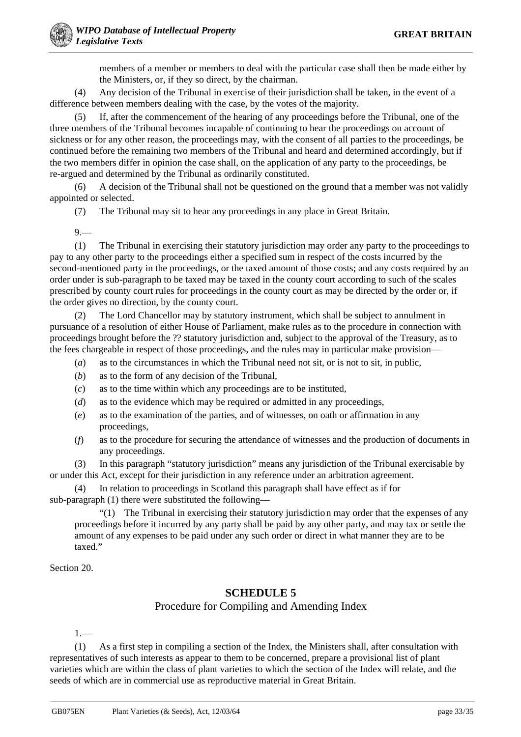members of a member or members to deal with the particular case shall then be made either by the Ministers, or, if they so direct, by the chairman.

(4) Any decision of the Tribunal in exercise of their jurisdiction shall be taken, in the event of a difference between members dealing with the case, by the votes of the majority.

(5) If, after the commencement of the hearing of any proceedings before the Tribunal, one of the three members of the Tribunal becomes incapable of continuing to hear the proceedings on account of sickness or for any other reason, the proceedings may, with the consent of all parties to the proceedings, be continued before the remaining two members of the Tribunal and heard and determined accordingly, but if the two members differ in opinion the case shall, on the application of any party to the proceedings, be re-argued and determined by the Tribunal as ordinarily constituted.

(6) A decision of the Tribunal shall not be questioned on the ground that a member was not validly appointed or selected.

(7) The Tribunal may sit to hear any proceedings in any place in Great Britain.

9.—

(1) The Tribunal in exercising their statutory jurisdiction may order any party to the proceedings to pay to any other party to the proceedings either a specified sum in respect of the costs incurred by the second-mentioned party in the proceedings, or the taxed amount of those costs; and any costs required by an order under is sub-paragraph to be taxed may be taxed in the county court according to such of the scales prescribed by county court rules for proceedings in the county court as may be directed by the order or, if the order gives no direction, by the county court.

(2) The Lord Chancellor may by statutory instrument, which shall be subject to annulment in pursuance of a resolution of either House of Parliament, make rules as to the procedure in connection with proceedings brought before the ?? statutory jurisdiction and, subject to the approval of the Treasury, as to the fees chargeable in respect of those proceedings, and the rules may in particular make provision—

(*a*) as to the circumstances in which the Tribunal need not sit, or is not to sit, in public,

(*b*) as to the form of any decision of the Tribunal,

(*c*) as to the time within which any proceedings are to be instituted,

(*d*) as to the evidence which may be required or admitted in any proceedings,

(*e*) as to the examination of the parties, and of witnesses, on oath or affirmation in any proceedings,

(*f*) as to the procedure for securing the attendance of witnesses and the production of documents in any proceedings.

(3) In this paragraph "statutory jurisdiction" means any jurisdiction of the Tribunal exercisable by or under this Act, except for their jurisdiction in any reference under an arbitration agreement.

(4) In relation to proceedings in Scotland this paragraph shall have effect as if for sub-paragraph (1) there were substituted the following—

"(1) The Tribunal in exercising their statutory jurisdiction may order that the expenses of any proceedings before it incurred by any party shall be paid by any other party, and may tax or settle the amount of any expenses to be paid under any such order or direct in what manner they are to be taxed."

Section 20.

## SCHEDULE 5

### Procedure for Compiling and Amending Index

1.—

(1) As a first step in compiling a section of the Index, the Ministers shall, after consultation with representatives of such interests as appear to them to be concerned, prepare a provisional list of plant varieties which are within the class of plant varieties to which the section of the Index will relate, and the seeds of which are in commercial use as reproductive material in Great Britain.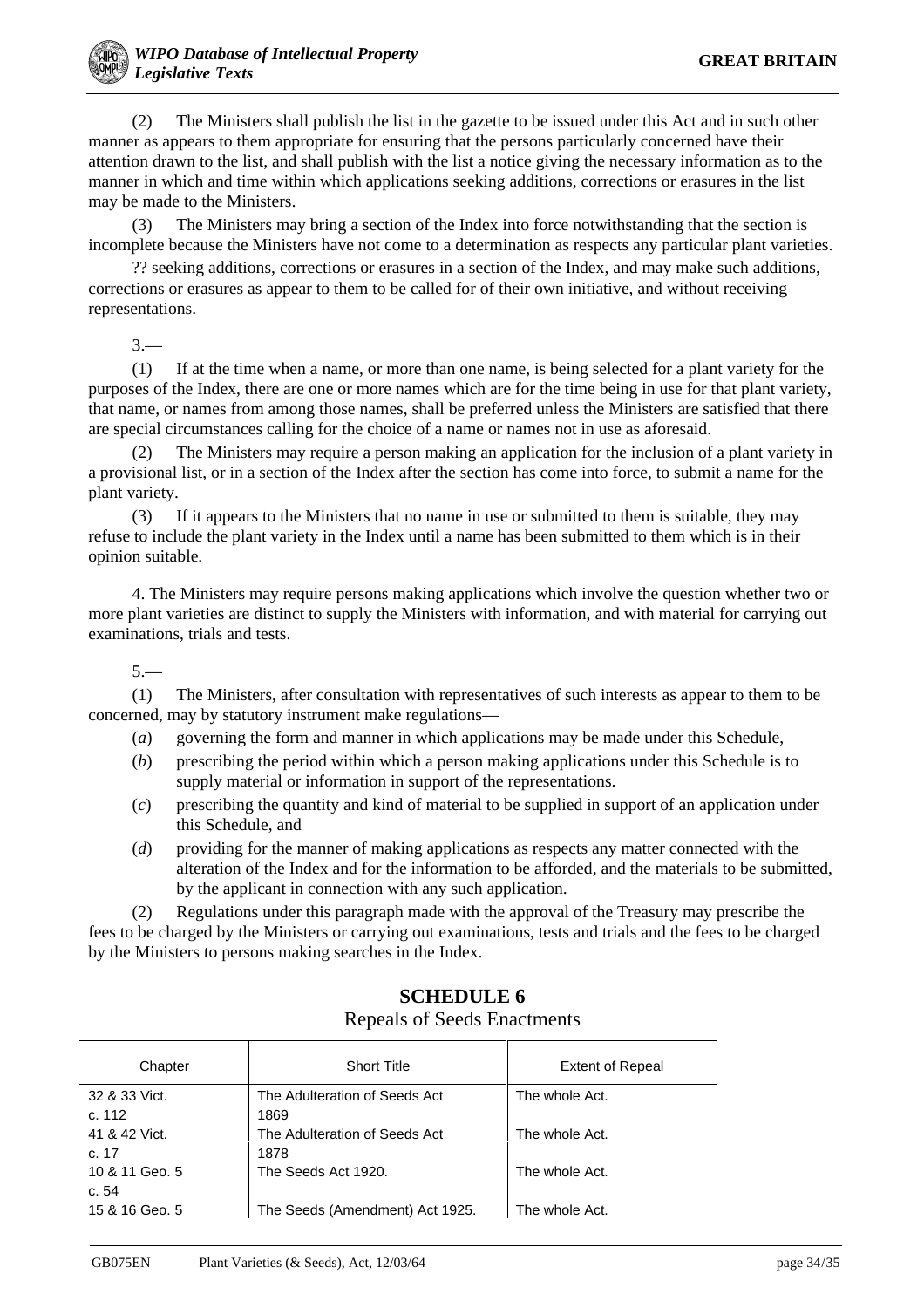(2) The Ministers shall publish the list in the gazette to be issued under this Act and in such other manner as appears to them appropriate for ensuring that the persons particularly concerned have their attention drawn to the list, and shall publish with the list a notice giving the necessary information as to the manner in which and time within which applications seeking additions, corrections or erasures in the list may be made to the Ministers.

(3) The Ministers may bring a section of the Index into force notwithstanding that the section is incomplete because the Ministers have not come to a determination as respects any particular plant varieties.

?? seeking additions, corrections or erasures in a section of the Index, and may make such additions, corrections or erasures as appear to them to be called for of their own initiative, and without receiving representations.

3.—

(1) If at the time when a name, or more than one name, is being selected for a plant variety for the purposes of the Index, there are one or more names which are for the time being in use for that plant variety, that name, or names from among those names, shall be preferred unless the Ministers are satisfied that there are special circumstances calling for the choice of a name or names not in use as aforesaid.

(2) The Ministers may require a person making an application for the inclusion of a plant variety in a provisional list, or in a section of the Index after the section has come into force, to submit a name for the plant variety.

(3) If it appears to the Ministers that no name in use or submitted to them is suitable, they may refuse to include the plant variety in the Index until a name has been submitted to them which is in their opinion suitable.

4. The Ministers may require persons making applications which involve the question whether two or more plant varieties are distinct to supply the Ministers with information, and with material for carrying out examinations, trials and tests.

5.—

(1) The Ministers, after consultation with representatives of such interests as appear to them to be concerned, may by statutory instrument make regulations—

(*a*) governing the form and manner in which applications may be made under this Schedule,

(*b*) prescribing the period within which a person making applications under this Schedule is to supply material or information in support of the representations.

(*c*) prescribing the quantity and kind of material to be supplied in support of an application under this Schedule, and

(*d*) providing for the manner of making applications as respects any matter connected with the alteration of the Index and for the information to be afforded, and the materials to be submitted, by the applicant in connection with any such application.

(2) Regulations under this paragraph made with the approval of the Treasury may prescribe the fees to be charged by the Ministers or carrying out examinations, tests and trials and the fees to be charged by the Ministers to persons making searches in the Index.

## SCHEDULE 6

Repeals of Seeds Enactments

| Chapter | Short Title | Extent of Repeal |
|---|---|---|
| 32 & 33 Vict. c. 112 | The Adulteration of Seeds Act 1869 | The whole Act. |
| 41 & 42 Vict. c. 17 | The Adulteration of Seeds Act 1878 | The whole Act. |
| 10 & 11 Geo. 5 c. 54 | The Seeds Act 1920. | The whole Act. |
| 15 & 16 Geo. 5 | The Seeds (Amendment) Act 1925. | The whole Act. |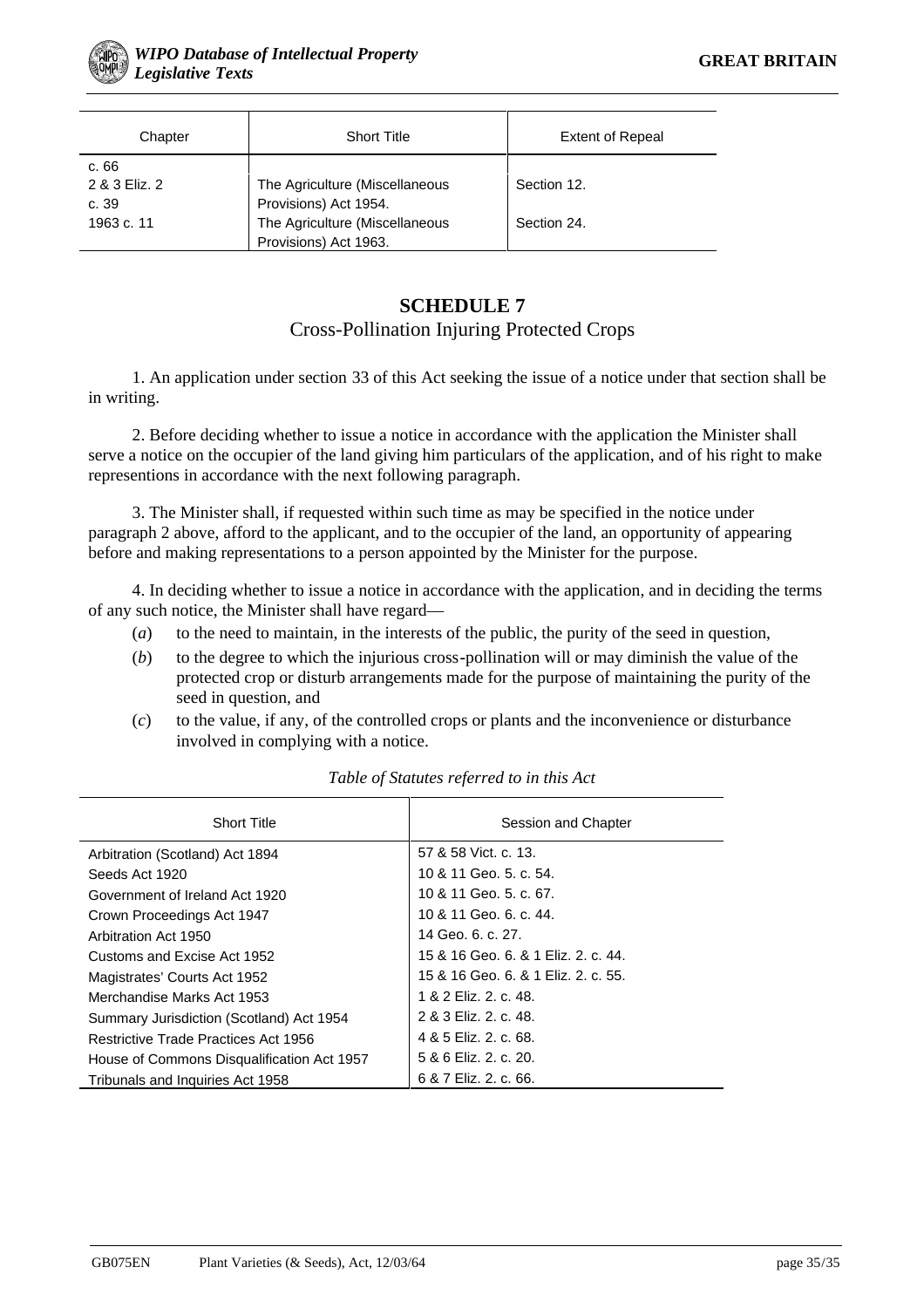| Chapter | Short Title | Extent of Repeal |
|---|---|---|
| c. 66 | | |
| 2 & 3 Eliz. 2 c. 39 | The Agriculture (Miscellaneous Provisions) Act 1954. | Section 12. |
| 1963 c. 11 | The Agriculture (Miscellaneous Provisions) Act 1963. | Section 24. |

## SCHEDULE 7

### Cross-Pollination Injuring Protected Crops

1. An application under section 33 of this Act seeking the issue of a notice under that section shall be in writing.

2. Before deciding whether to issue a notice in accordance with the application the Minister shall serve a notice on the occupier of the land giving him particulars of the application, and of his right to make represenions in accordance with the next following paragraph.

3. The Minister shall, if requested within such time as may be specified in the notice under paragraph 2 above, afford to the applicant, and to the occupier of the land, an opportunity of appearing before and making representations to a person appointed by the Minister for the purpose.

4. In deciding whether to issue a notice in accordance with the application, and in deciding the terms of any such notice, the Minister shall have regard—

(*a*) to the need to maintain, in the interests of the public, the purity of the seed in question,

(*b*) to the degree to which the injurious cross-pollination will or may diminish the value of the protected crop or disturb arrangements made for the purpose of maintaining the purity of the seed in question, and

(*c*) to the value, if any, of the controlled crops or plants and the inconvenience or disturbance involved in complying with a notice.

*Table of Statutes referred to in this Act*

| Short Title | Session and Chapter |
|---|---|
| Arbitration (Scotland) Act 1894 | 57 & 58 Vict. c. 13. |
| Seeds Act 1920 | 10 & 11 Geo. 5. c. 54. |
| Government of Ireland Act 1920 | 10 & 11 Geo. 5. c. 67. |
| Crown Proceedings Act 1947 | 10 & 11 Geo. 6. c. 44. |
| Arbitration Act 1950 | 14 Geo. 6. c. 27. |
| Customs and Excise Act 1952 | 15 & 16 Geo. 6. & 1 Eliz. 2. c. 44. |
| Magistrates' Courts Act 1952 | 15 & 16 Geo. 6. & 1 Eliz. 2. c. 55. |
| Merchandise Marks Act 1953 | 1 & 2 Eliz. 2. c. 48. |
| Summary Jurisdiction (Scotland) Act 1954 | 2 & 3 Eliz. 2. c. 48. |
| Restrictive Trade Practices Act 1956 | 4 & 5 Eliz. 2. c. 68. |
| House of Commons Disqualification Act 1957 | 5 & 6 Eliz. 2. c. 20. |
| Tribunals and Inquiries Act 1958 | 6 & 7 Eliz. 2. c. 66. |